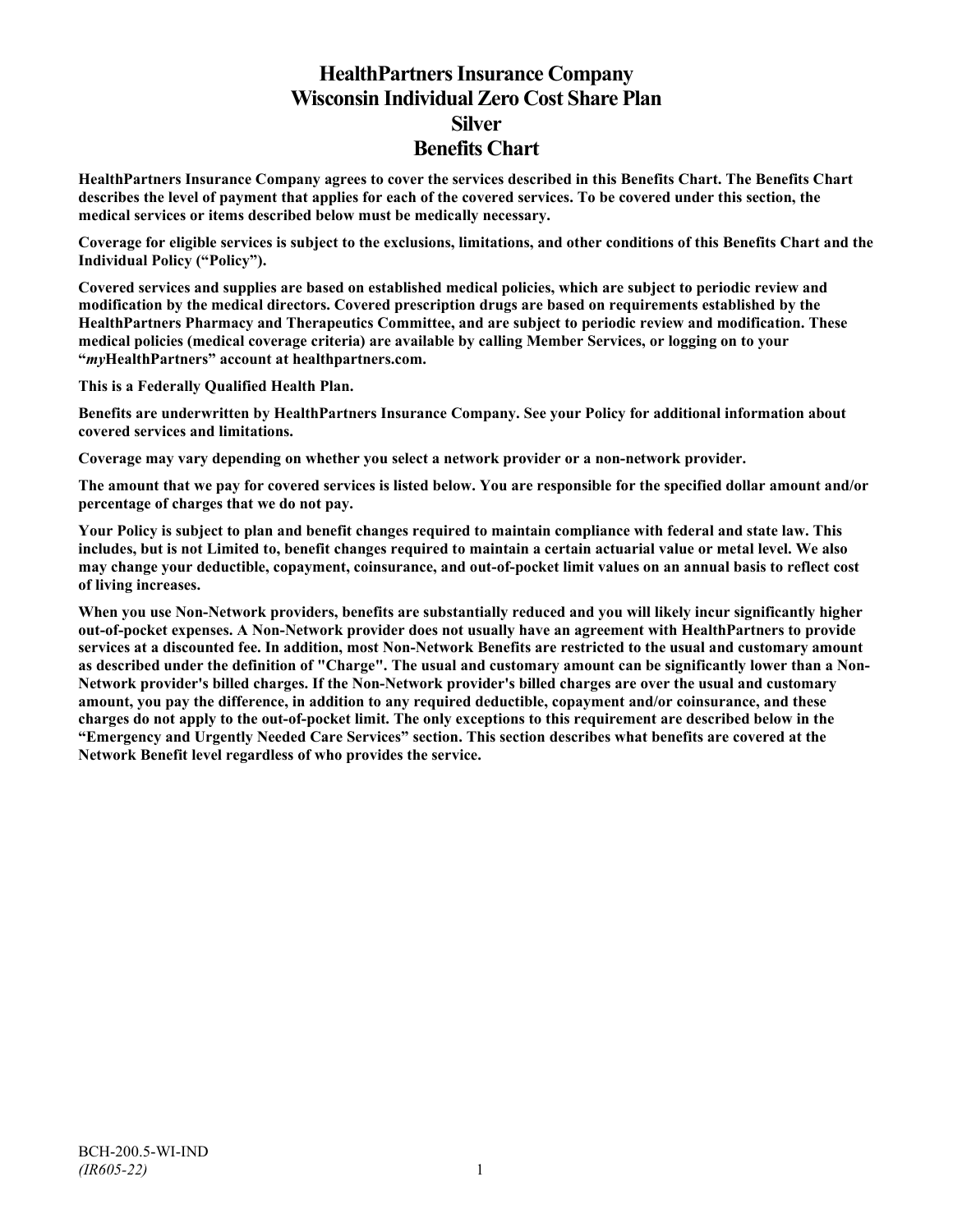# HealthPartners Insurance Company
# Wisconsin Individual Zero Cost Share Plan
# Silver
# Benefits Chart

**HealthPartners Insurance Company agrees to cover the services described in this Benefits Chart. The Benefits Chart describes the level of payment that applies for each of the covered services. To be covered under this section, the medical services or items described below must be medically necessary.**

**Coverage for eligible services is subject to the exclusions, limitations, and other conditions of this Benefits Chart and the Individual Policy ("Policy").**

**Covered services and supplies are based on established medical policies, which are subject to periodic review and modification by the medical directors. Covered prescription drugs are based on requirements established by the HealthPartners Pharmacy and Therapeutics Committee, and are subject to periodic review and modification. These medical policies (medical coverage criteria) are available by calling Member Services, or logging on to your "*my*HealthPartners" account at healthpartners.com.**

**This is a Federally Qualified Health Plan.**

**Benefits are underwritten by HealthPartners Insurance Company. See your Policy for additional information about covered services and limitations.**

**Coverage may vary depending on whether you select a network provider or a non-network provider.**

**The amount that we pay for covered services is listed below. You are responsible for the specified dollar amount and/or percentage of charges that we do not pay.**

**Your Policy is subject to plan and benefit changes required to maintain compliance with federal and state law. This includes, but is not Limited to, benefit changes required to maintain a certain actuarial value or metal level. We also may change your deductible, copayment, coinsurance, and out-of-pocket limit values on an annual basis to reflect cost of living increases.**

**When you use Non-Network providers, benefits are substantially reduced and you will likely incur significantly higher out-of-pocket expenses. A Non-Network provider does not usually have an agreement with HealthPartners to provide services at a discounted fee. In addition, most Non-Network Benefits are restricted to the usual and customary amount as described under the definition of "Charge". The usual and customary amount can be significantly lower than a Non-Network provider's billed charges. If the Non-Network provider's billed charges are over the usual and customary amount, you pay the difference, in addition to any required deductible, copayment and/or coinsurance, and these charges do not apply to the out-of-pocket limit. The only exceptions to this requirement are described below in the "Emergency and Urgently Needed Care Services" section. This section describes what benefits are covered at the Network Benefit level regardless of who provides the service.**

BCH-200.5-WI-IND
*(IR605-22)*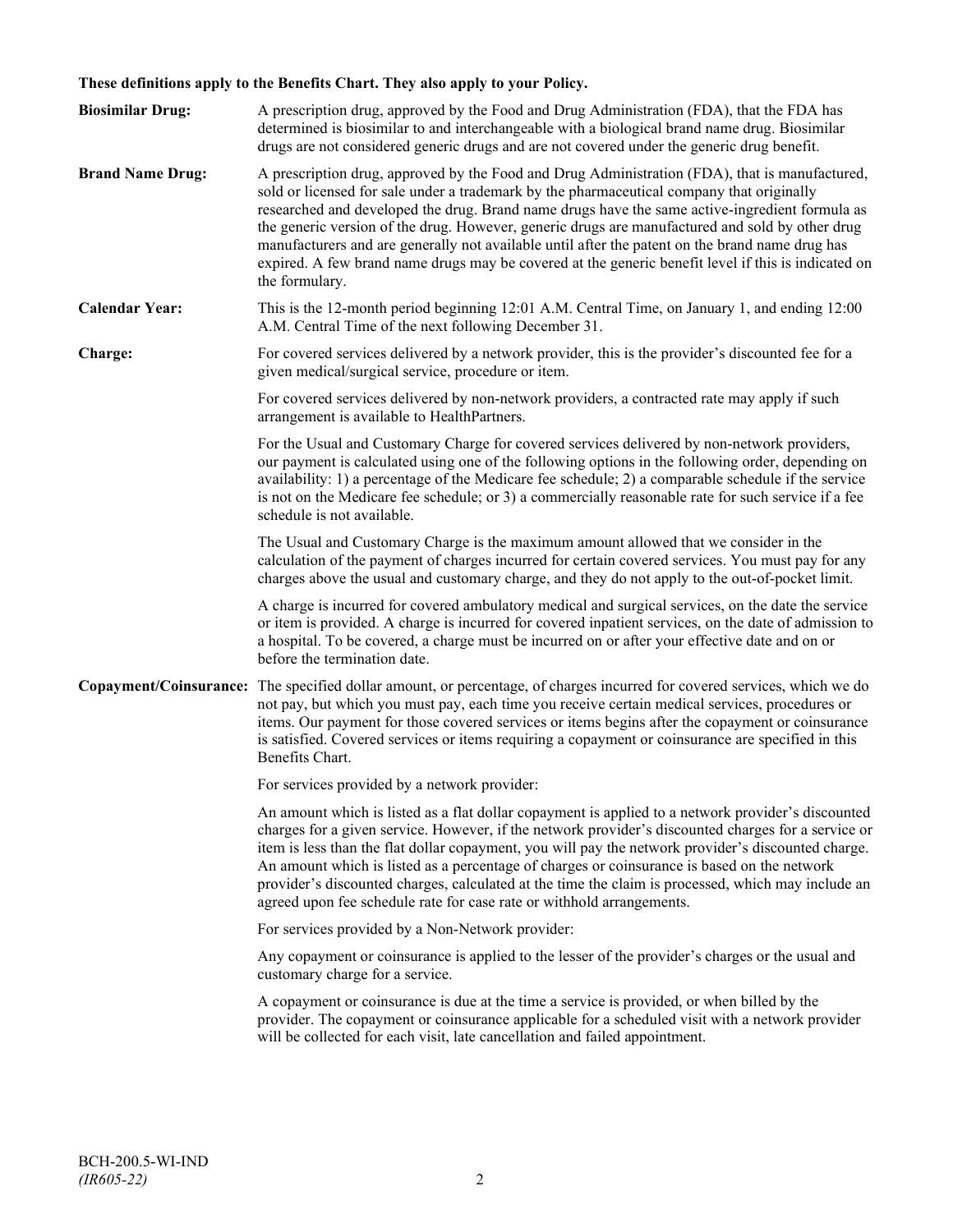**These definitions apply to the Benefits Chart. They also apply to your Policy.**

**Biosimilar Drug:** A prescription drug, approved by the Food and Drug Administration (FDA), that the FDA has determined is biosimilar to and interchangeable with a biological brand name drug. Biosimilar drugs are not considered generic drugs and are not covered under the generic drug benefit.

**Brand Name Drug:** A prescription drug, approved by the Food and Drug Administration (FDA), that is manufactured, sold or licensed for sale under a trademark by the pharmaceutical company that originally researched and developed the drug. Brand name drugs have the same active-ingredient formula as the generic version of the drug. However, generic drugs are manufactured and sold by other drug manufacturers and are generally not available until after the patent on the brand name drug has expired. A few brand name drugs may be covered at the generic benefit level if this is indicated on the formulary.

**Calendar Year:** This is the 12-month period beginning 12:01 A.M. Central Time, on January 1, and ending 12:00 A.M. Central Time of the next following December 31.

**Charge:** For covered services delivered by a network provider, this is the provider's discounted fee for a given medical/surgical service, procedure or item.

For covered services delivered by non-network providers, a contracted rate may apply if such arrangement is available to HealthPartners.

For the Usual and Customary Charge for covered services delivered by non-network providers, our payment is calculated using one of the following options in the following order, depending on availability: 1) a percentage of the Medicare fee schedule; 2) a comparable schedule if the service is not on the Medicare fee schedule; or 3) a commercially reasonable rate for such service if a fee schedule is not available.

The Usual and Customary Charge is the maximum amount allowed that we consider in the calculation of the payment of charges incurred for certain covered services. You must pay for any charges above the usual and customary charge, and they do not apply to the out-of-pocket limit.

A charge is incurred for covered ambulatory medical and surgical services, on the date the service or item is provided. A charge is incurred for covered inpatient services, on the date of admission to a hospital. To be covered, a charge must be incurred on or after your effective date and on or before the termination date.

**Copayment/Coinsurance:** The specified dollar amount, or percentage, of charges incurred for covered services, which we do not pay, but which you must pay, each time you receive certain medical services, procedures or items. Our payment for those covered services or items begins after the copayment or coinsurance is satisfied. Covered services or items requiring a copayment or coinsurance are specified in this Benefits Chart.

For services provided by a network provider:

An amount which is listed as a flat dollar copayment is applied to a network provider's discounted charges for a given service. However, if the network provider's discounted charges for a service or item is less than the flat dollar copayment, you will pay the network provider's discounted charge. An amount which is listed as a percentage of charges or coinsurance is based on the network provider's discounted charges, calculated at the time the claim is processed, which may include an agreed upon fee schedule rate for case rate or withhold arrangements.

For services provided by a Non-Network provider:

Any copayment or coinsurance is applied to the lesser of the provider's charges or the usual and customary charge for a service.

A copayment or coinsurance is due at the time a service is provided, or when billed by the provider. The copayment or coinsurance applicable for a scheduled visit with a network provider will be collected for each visit, late cancellation and failed appointment.

BCH-200.5-WI-IND
*(IR605-22)*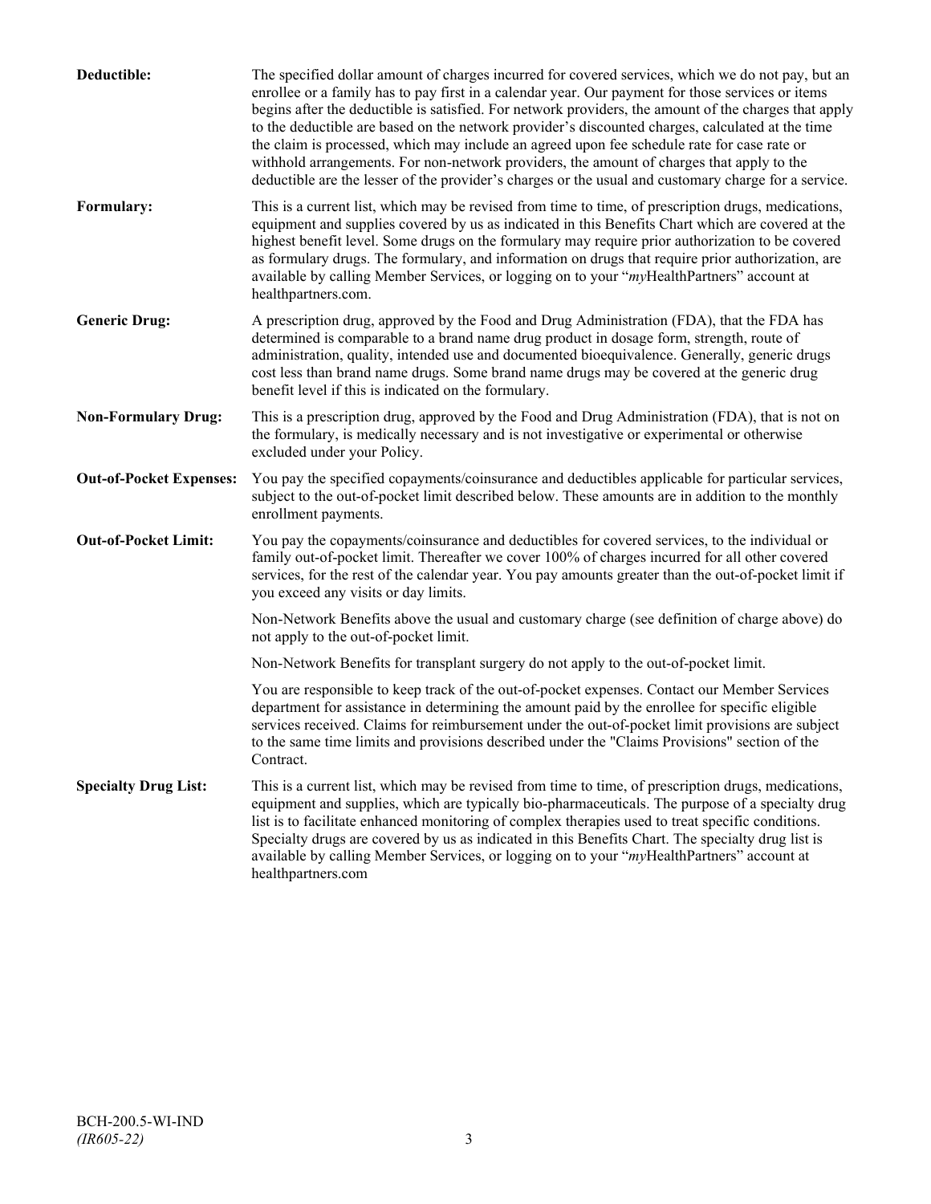**Deductible:** The specified dollar amount of charges incurred for covered services, which we do not pay, but an enrollee or a family has to pay first in a calendar year. Our payment for those services or items begins after the deductible is satisfied. For network providers, the amount of the charges that apply to the deductible are based on the network provider's discounted charges, calculated at the time the claim is processed, which may include an agreed upon fee schedule rate for case rate or withhold arrangements. For non-network providers, the amount of charges that apply to the deductible are the lesser of the provider's charges or the usual and customary charge for a service.

**Formulary:** This is a current list, which may be revised from time to time, of prescription drugs, medications, equipment and supplies covered by us as indicated in this Benefits Chart which are covered at the highest benefit level. Some drugs on the formulary may require prior authorization to be covered as formulary drugs. The formulary, and information on drugs that require prior authorization, are available by calling Member Services, or logging on to your "*my*HealthPartners" account at healthpartners.com.

**Generic Drug:** A prescription drug, approved by the Food and Drug Administration (FDA), that the FDA has determined is comparable to a brand name drug product in dosage form, strength, route of administration, quality, intended use and documented bioequivalence. Generally, generic drugs cost less than brand name drugs. Some brand name drugs may be covered at the generic drug benefit level if this is indicated on the formulary.

**Non-Formulary Drug:** This is a prescription drug, approved by the Food and Drug Administration (FDA), that is not on the formulary, is medically necessary and is not investigative or experimental or otherwise excluded under your Policy.

**Out-of-Pocket Expenses:** You pay the specified copayments/coinsurance and deductibles applicable for particular services, subject to the out-of-pocket limit described below. These amounts are in addition to the monthly enrollment payments.

**Out-of-Pocket Limit:** You pay the copayments/coinsurance and deductibles for covered services, to the individual or family out-of-pocket limit. Thereafter we cover 100% of charges incurred for all other covered services, for the rest of the calendar year. You pay amounts greater than the out-of-pocket limit if you exceed any visits or day limits.

Non-Network Benefits above the usual and customary charge (see definition of charge above) do not apply to the out-of-pocket limit.

Non-Network Benefits for transplant surgery do not apply to the out-of-pocket limit.

You are responsible to keep track of the out-of-pocket expenses. Contact our Member Services department for assistance in determining the amount paid by the enrollee for specific eligible services received. Claims for reimbursement under the out-of-pocket limit provisions are subject to the same time limits and provisions described under the "Claims Provisions" section of the Contract.

**Specialty Drug List:** This is a current list, which may be revised from time to time, of prescription drugs, medications, equipment and supplies, which are typically bio-pharmaceuticals. The purpose of a specialty drug list is to facilitate enhanced monitoring of complex therapies used to treat specific conditions. Specialty drugs are covered by us as indicated in this Benefits Chart. The specialty drug list is available by calling Member Services, or logging on to your "*my*HealthPartners" account at healthpartners.com

BCH-200.5-WI-IND
*(IR605-22)*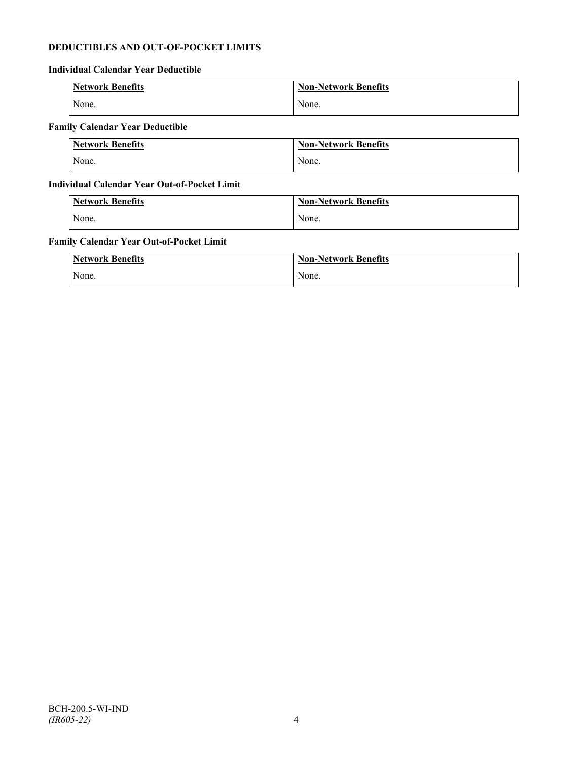**DEDUCTIBLES AND OUT-OF-POCKET LIMITS**

**Individual Calendar Year Deductible**

| Network Benefits | Non-Network Benefits |
| --- | --- |
| None. | None. |

**Family Calendar Year Deductible**

| Network Benefits | Non-Network Benefits |
| --- | --- |
| None. | None. |

**Individual Calendar Year Out-of-Pocket Limit**

| Network Benefits | Non-Network Benefits |
| --- | --- |
| None. | None. |

**Family Calendar Year Out-of-Pocket Limit**

| Network Benefits | Non-Network Benefits |
| --- | --- |
| None. | None. |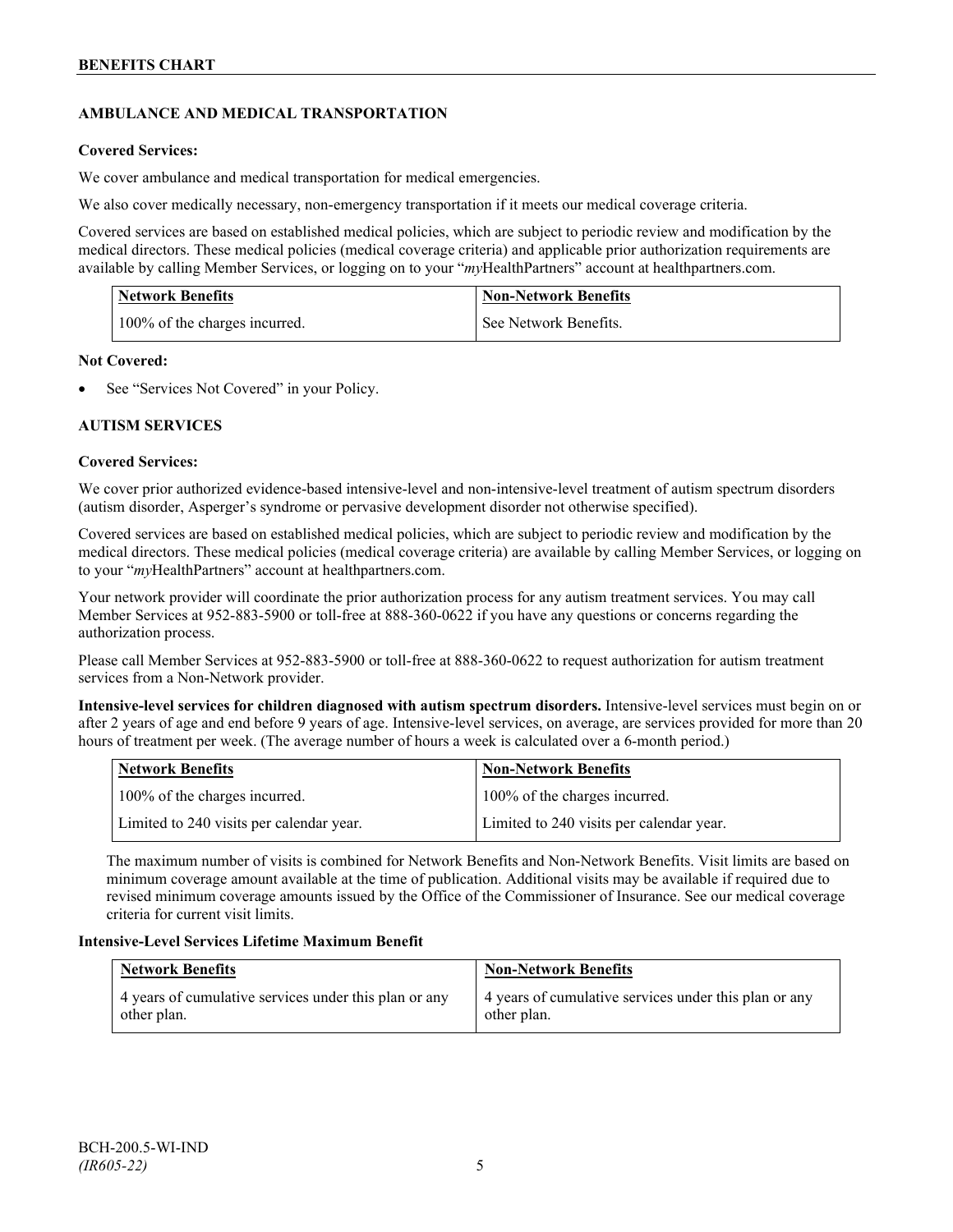## AMBULANCE AND MEDICAL TRANSPORTATION

**Covered Services:**

We cover ambulance and medical transportation for medical emergencies.

We also cover medically necessary, non-emergency transportation if it meets our medical coverage criteria.

Covered services are based on established medical policies, which are subject to periodic review and modification by the medical directors. These medical policies (medical coverage criteria) and applicable prior authorization requirements are available by calling Member Services, or logging on to your "*my*HealthPartners" account at healthpartners.com.

| Network Benefits | Non-Network Benefits |
|---|---|
| 100% of the charges incurred. | See Network Benefits. |

**Not Covered:**

- See "Services Not Covered" in your Policy.

## AUTISM SERVICES

**Covered Services:**

We cover prior authorized evidence-based intensive-level and non-intensive-level treatment of autism spectrum disorders (autism disorder, Asperger's syndrome or pervasive development disorder not otherwise specified).

Covered services are based on established medical policies, which are subject to periodic review and modification by the medical directors. These medical policies (medical coverage criteria) are available by calling Member Services, or logging on to your "*my*HealthPartners" account at healthpartners.com.

Your network provider will coordinate the prior authorization process for any autism treatment services. You may call Member Services at 952-883-5900 or toll-free at 888-360-0622 if you have any questions or concerns regarding the authorization process.

Please call Member Services at 952-883-5900 or toll-free at 888-360-0622 to request authorization for autism treatment services from a Non-Network provider.

**Intensive-level services for children diagnosed with autism spectrum disorders.** Intensive-level services must begin on or after 2 years of age and end before 9 years of age. Intensive-level services, on average, are services provided for more than 20 hours of treatment per week. (The average number of hours a week is calculated over a 6-month period.)

| Network Benefits | Non-Network Benefits |
|---|---|
| 100% of the charges incurred. | 100% of the charges incurred. |
| Limited to 240 visits per calendar year. | Limited to 240 visits per calendar year. |

The maximum number of visits is combined for Network Benefits and Non-Network Benefits. Visit limits are based on minimum coverage amount available at the time of publication. Additional visits may be available if required due to revised minimum coverage amounts issued by the Office of the Commissioner of Insurance. See our medical coverage criteria for current visit limits.

**Intensive-Level Services Lifetime Maximum Benefit**

| Network Benefits | Non-Network Benefits |
|---|---|
| 4 years of cumulative services under this plan or any other plan. | 4 years of cumulative services under this plan or any other plan. |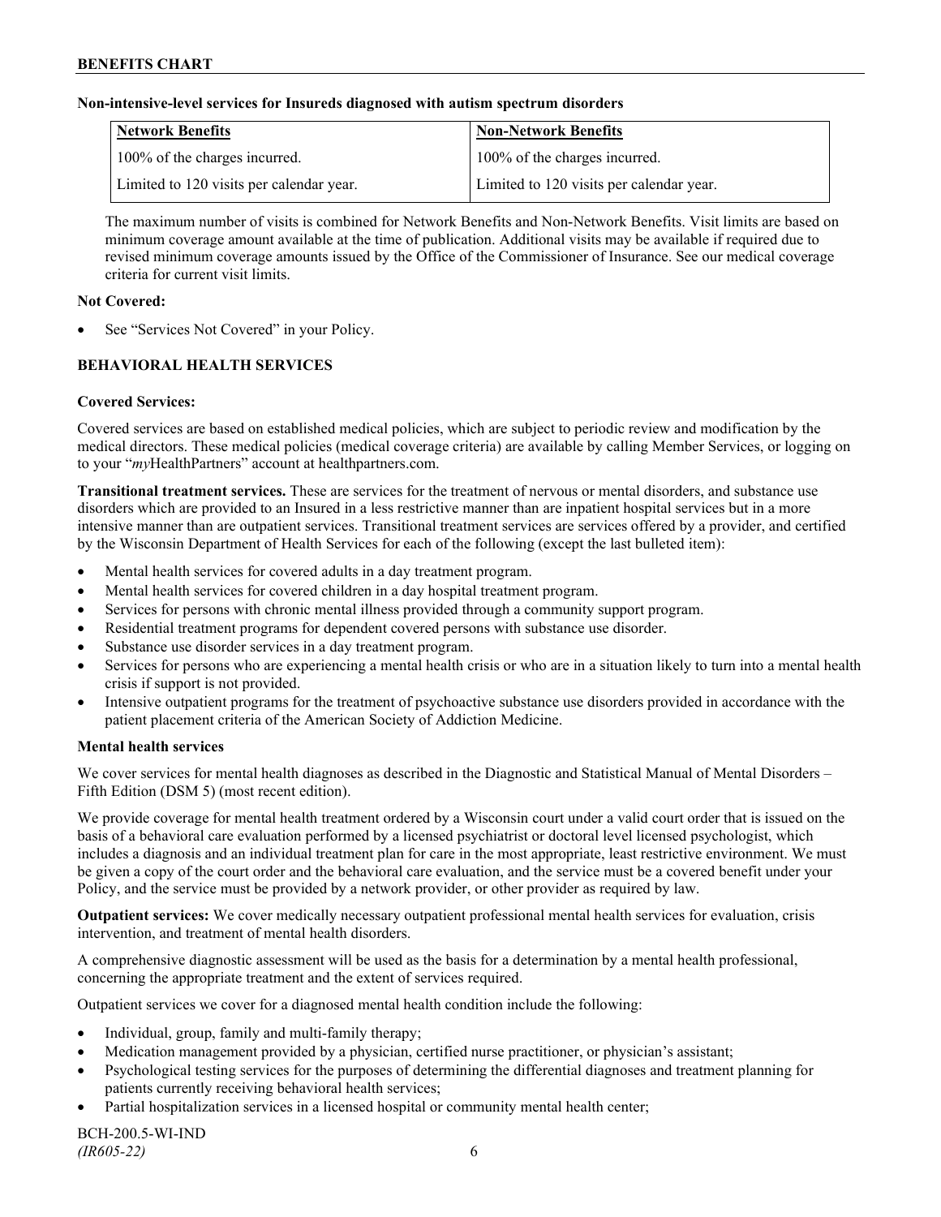**Non-intensive-level services for Insureds diagnosed with autism spectrum disorders**

| Network Benefits | Non-Network Benefits |
| --- | --- |
| 100% of the charges incurred. | 100% of the charges incurred. |
| Limited to 120 visits per calendar year. | Limited to 120 visits per calendar year. |

The maximum number of visits is combined for Network Benefits and Non-Network Benefits. Visit limits are based on minimum coverage amount available at the time of publication. Additional visits may be available if required due to revised minimum coverage amounts issued by the Office of the Commissioner of Insurance. See our medical coverage criteria for current visit limits.

**Not Covered:**

- See "Services Not Covered" in your Policy.

## BEHAVIORAL HEALTH SERVICES

**Covered Services:**

Covered services are based on established medical policies, which are subject to periodic review and modification by the medical directors. These medical policies (medical coverage criteria) are available by calling Member Services, or logging on to your "*my*HealthPartners" account at healthpartners.com.

**Transitional treatment services.** These are services for the treatment of nervous or mental disorders, and substance use disorders which are provided to an Insured in a less restrictive manner than are inpatient hospital services but in a more intensive manner than are outpatient services. Transitional treatment services are services offered by a provider, and certified by the Wisconsin Department of Health Services for each of the following (except the last bulleted item):

- Mental health services for covered adults in a day treatment program.
- Mental health services for covered children in a day hospital treatment program.
- Services for persons with chronic mental illness provided through a community support program.
- Residential treatment programs for dependent covered persons with substance use disorder.
- Substance use disorder services in a day treatment program.
- Services for persons who are experiencing a mental health crisis or who are in a situation likely to turn into a mental health crisis if support is not provided.
- Intensive outpatient programs for the treatment of psychoactive substance use disorders provided in accordance with the patient placement criteria of the American Society of Addiction Medicine.

**Mental health services**

We cover services for mental health diagnoses as described in the Diagnostic and Statistical Manual of Mental Disorders – Fifth Edition (DSM 5) (most recent edition).

We provide coverage for mental health treatment ordered by a Wisconsin court under a valid court order that is issued on the basis of a behavioral care evaluation performed by a licensed psychiatrist or doctoral level licensed psychologist, which includes a diagnosis and an individual treatment plan for care in the most appropriate, least restrictive environment. We must be given a copy of the court order and the behavioral care evaluation, and the service must be a covered benefit under your Policy, and the service must be provided by a network provider, or other provider as required by law.

**Outpatient services:** We cover medically necessary outpatient professional mental health services for evaluation, crisis intervention, and treatment of mental health disorders.

A comprehensive diagnostic assessment will be used as the basis for a determination by a mental health professional, concerning the appropriate treatment and the extent of services required.

Outpatient services we cover for a diagnosed mental health condition include the following:

- Individual, group, family and multi-family therapy;
- Medication management provided by a physician, certified nurse practitioner, or physician's assistant;
- Psychological testing services for the purposes of determining the differential diagnoses and treatment planning for patients currently receiving behavioral health services;
- Partial hospitalization services in a licensed hospital or community mental health center;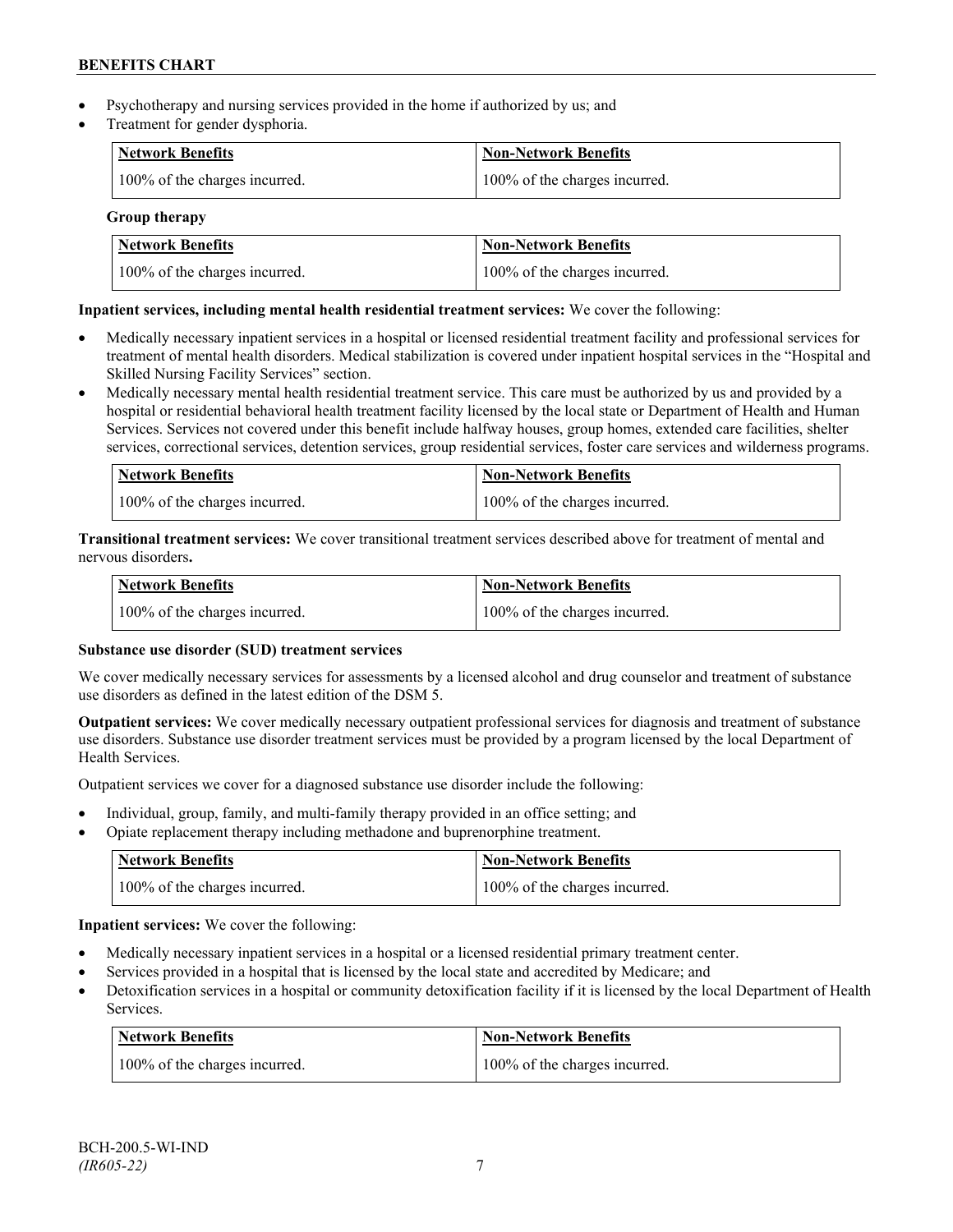- Psychotherapy and nursing services provided in the home if authorized by us; and
- Treatment for gender dysphoria.

| Network Benefits | Non-Network Benefits |
| --- | --- |
| 100% of the charges incurred. | 100% of the charges incurred. |

**Group therapy**

| Network Benefits | Non-Network Benefits |
| --- | --- |
| 100% of the charges incurred. | 100% of the charges incurred. |

**Inpatient services, including mental health residential treatment services:** We cover the following:

- Medically necessary inpatient services in a hospital or licensed residential treatment facility and professional services for treatment of mental health disorders. Medical stabilization is covered under inpatient hospital services in the "Hospital and Skilled Nursing Facility Services" section.
- Medically necessary mental health residential treatment service. This care must be authorized by us and provided by a hospital or residential behavioral health treatment facility licensed by the local state or Department of Health and Human Services. Services not covered under this benefit include halfway houses, group homes, extended care facilities, shelter services, correctional services, detention services, group residential services, foster care services and wilderness programs.

| Network Benefits | Non-Network Benefits |
| --- | --- |
| 100% of the charges incurred. | 100% of the charges incurred. |

**Transitional treatment services:** We cover transitional treatment services described above for treatment of mental and nervous disorders**.**

| Network Benefits | Non-Network Benefits |
| --- | --- |
| 100% of the charges incurred. | 100% of the charges incurred. |

**Substance use disorder (SUD) treatment services**

We cover medically necessary services for assessments by a licensed alcohol and drug counselor and treatment of substance use disorders as defined in the latest edition of the DSM 5.

**Outpatient services:** We cover medically necessary outpatient professional services for diagnosis and treatment of substance use disorders. Substance use disorder treatment services must be provided by a program licensed by the local Department of Health Services.

Outpatient services we cover for a diagnosed substance use disorder include the following:

- Individual, group, family, and multi-family therapy provided in an office setting; and
- Opiate replacement therapy including methadone and buprenorphine treatment.

| Network Benefits | Non-Network Benefits |
| --- | --- |
| 100% of the charges incurred. | 100% of the charges incurred. |

**Inpatient services:** We cover the following:

- Medically necessary inpatient services in a hospital or a licensed residential primary treatment center.
- Services provided in a hospital that is licensed by the local state and accredited by Medicare; and
- Detoxification services in a hospital or community detoxification facility if it is licensed by the local Department of Health Services.

| Network Benefits | Non-Network Benefits |
| --- | --- |
| 100% of the charges incurred. | 100% of the charges incurred. |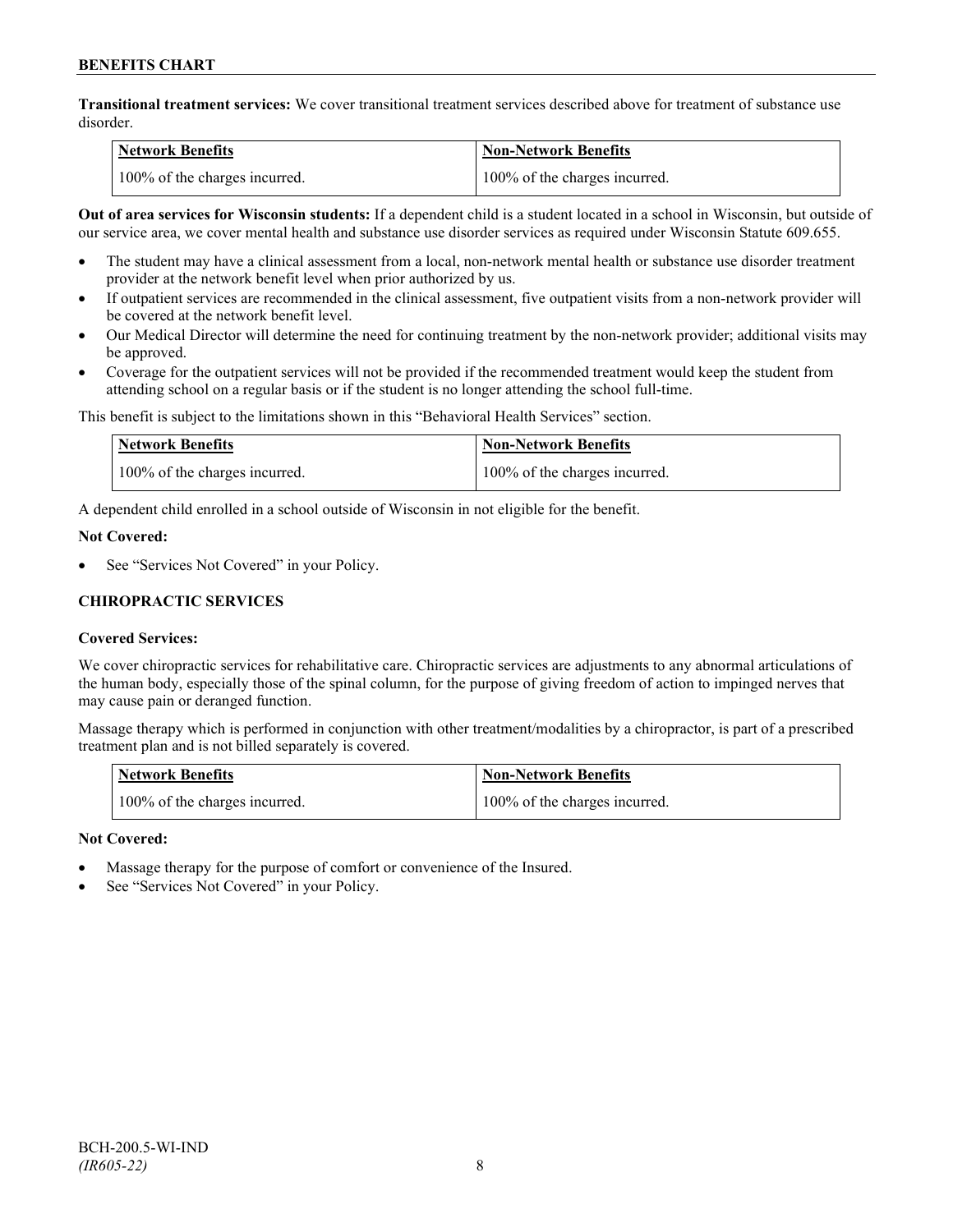**Transitional treatment services:** We cover transitional treatment services described above for treatment of substance use disorder.

| Network Benefits | Non-Network Benefits |
|---|---|
| 100% of the charges incurred. | 100% of the charges incurred. |

**Out of area services for Wisconsin students:** If a dependent child is a student located in a school in Wisconsin, but outside of our service area, we cover mental health and substance use disorder services as required under Wisconsin Statute 609.655.

- The student may have a clinical assessment from a local, non-network mental health or substance use disorder treatment provider at the network benefit level when prior authorized by us.
- If outpatient services are recommended in the clinical assessment, five outpatient visits from a non-network provider will be covered at the network benefit level.
- Our Medical Director will determine the need for continuing treatment by the non-network provider; additional visits may be approved.
- Coverage for the outpatient services will not be provided if the recommended treatment would keep the student from attending school on a regular basis or if the student is no longer attending the school full-time.

This benefit is subject to the limitations shown in this "Behavioral Health Services" section.

| Network Benefits | Non-Network Benefits |
|---|---|
| 100% of the charges incurred. | 100% of the charges incurred. |

A dependent child enrolled in a school outside of Wisconsin in not eligible for the benefit.

**Not Covered:**

- See "Services Not Covered" in your Policy.

### CHIROPRACTIC SERVICES

**Covered Services:**

We cover chiropractic services for rehabilitative care. Chiropractic services are adjustments to any abnormal articulations of the human body, especially those of the spinal column, for the purpose of giving freedom of action to impinged nerves that may cause pain or deranged function.

Massage therapy which is performed in conjunction with other treatment/modalities by a chiropractor, is part of a prescribed treatment plan and is not billed separately is covered.

| Network Benefits | Non-Network Benefits |
|---|---|
| 100% of the charges incurred. | 100% of the charges incurred. |

**Not Covered:**

- Massage therapy for the purpose of comfort or convenience of the Insured.
- See "Services Not Covered" in your Policy.

BCH-200.5-WI-IND
*(IR605-22)*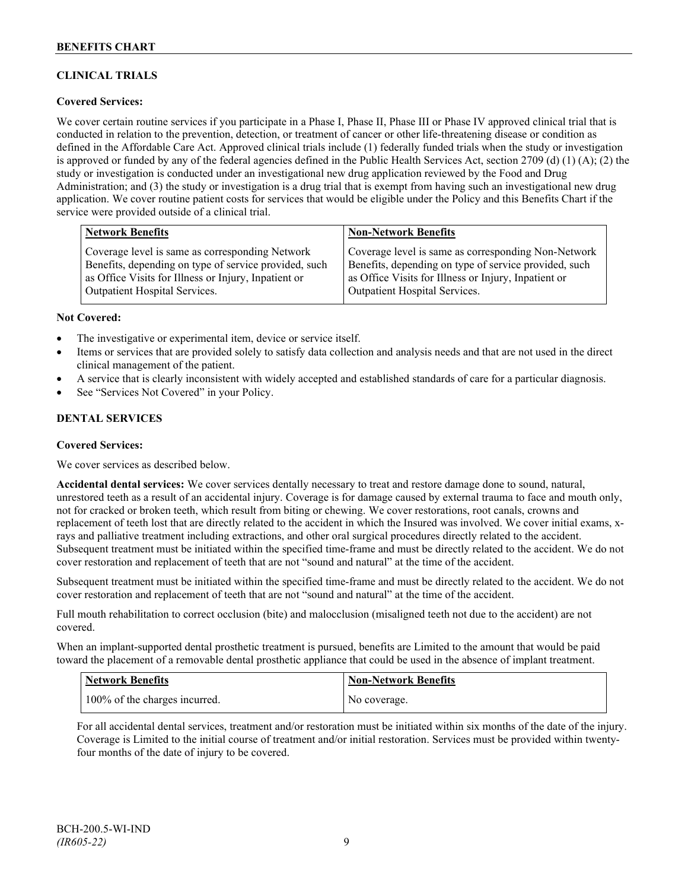## CLINICAL TRIALS

**Covered Services:**

We cover certain routine services if you participate in a Phase I, Phase II, Phase III or Phase IV approved clinical trial that is conducted in relation to the prevention, detection, or treatment of cancer or other life-threatening disease or condition as defined in the Affordable Care Act. Approved clinical trials include (1) federally funded trials when the study or investigation is approved or funded by any of the federal agencies defined in the Public Health Services Act, section 2709 (d) (1) (A); (2) the study or investigation is conducted under an investigational new drug application reviewed by the Food and Drug Administration; and (3) the study or investigation is a drug trial that is exempt from having such an investigational new drug application. We cover routine patient costs for services that would be eligible under the Policy and this Benefits Chart if the service were provided outside of a clinical trial.

| Network Benefits | Non-Network Benefits |
|---|---|
| Coverage level is same as corresponding Network Benefits, depending on type of service provided, such as Office Visits for Illness or Injury, Inpatient or Outpatient Hospital Services. | Coverage level is same as corresponding Non-Network Benefits, depending on type of service provided, such as Office Visits for Illness or Injury, Inpatient or Outpatient Hospital Services. |

**Not Covered:**

- The investigative or experimental item, device or service itself.
- Items or services that are provided solely to satisfy data collection and analysis needs and that are not used in the direct clinical management of the patient.
- A service that is clearly inconsistent with widely accepted and established standards of care for a particular diagnosis.
- See "Services Not Covered" in your Policy.

## DENTAL SERVICES

**Covered Services:**

We cover services as described below.

**Accidental dental services:** We cover services dentally necessary to treat and restore damage done to sound, natural, unrestored teeth as a result of an accidental injury. Coverage is for damage caused by external trauma to face and mouth only, not for cracked or broken teeth, which result from biting or chewing. We cover restorations, root canals, crowns and replacement of teeth lost that are directly related to the accident in which the Insured was involved. We cover initial exams, x-rays and palliative treatment including extractions, and other oral surgical procedures directly related to the accident. Subsequent treatment must be initiated within the specified time-frame and must be directly related to the accident. We do not cover restoration and replacement of teeth that are not "sound and natural" at the time of the accident.

Subsequent treatment must be initiated within the specified time-frame and must be directly related to the accident. We do not cover restoration and replacement of teeth that are not "sound and natural" at the time of the accident.

Full mouth rehabilitation to correct occlusion (bite) and malocclusion (misaligned teeth not due to the accident) are not covered.

When an implant-supported dental prosthetic treatment is pursued, benefits are Limited to the amount that would be paid toward the placement of a removable dental prosthetic appliance that could be used in the absence of implant treatment.

| Network Benefits | Non-Network Benefits |
|---|---|
| 100% of the charges incurred. | No coverage. |

For all accidental dental services, treatment and/or restoration must be initiated within six months of the date of the injury. Coverage is Limited to the initial course of treatment and/or initial restoration. Services must be provided within twenty-four months of the date of injury to be covered.

BCH-200.5-WI-IND
*(IR605-22)*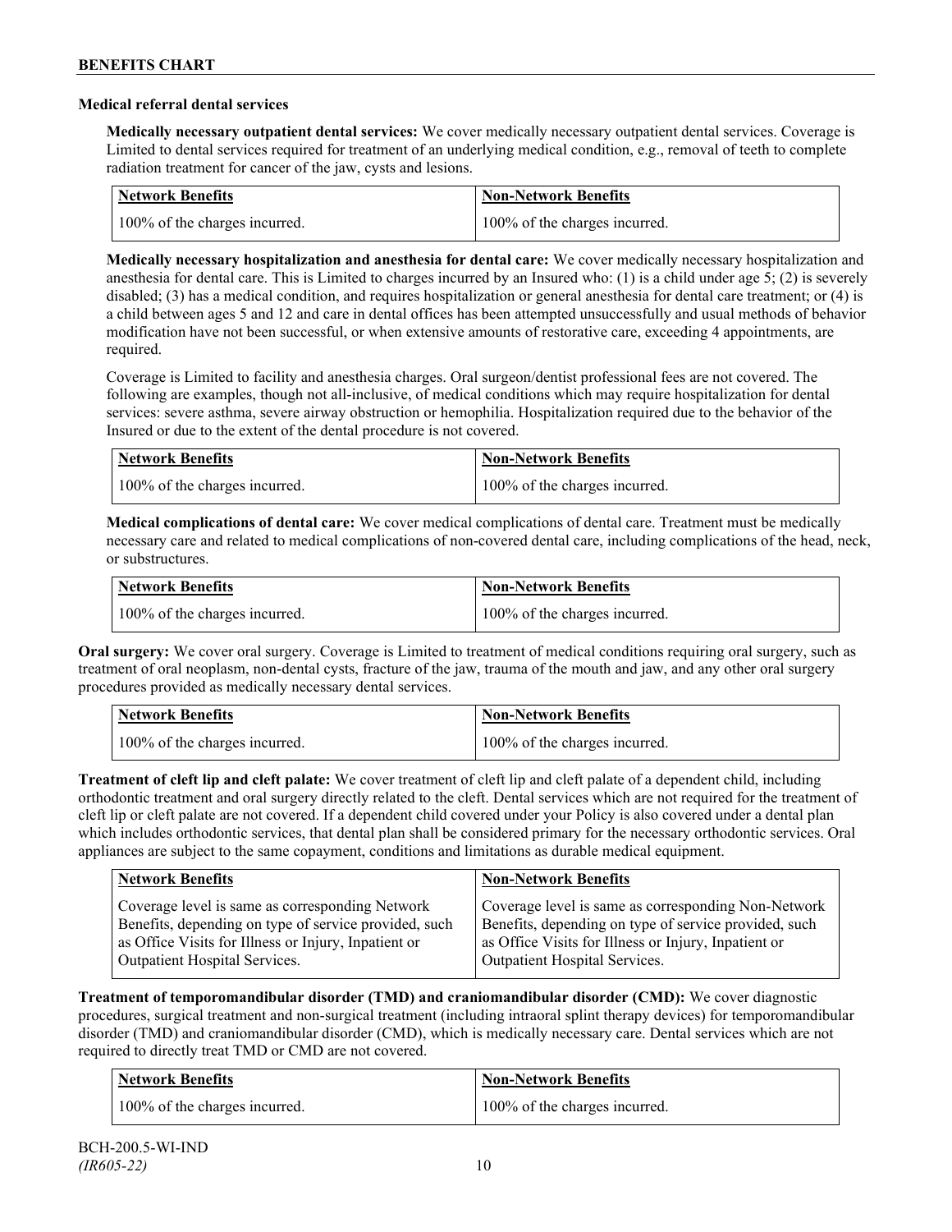**Medical referral dental services**

**Medically necessary outpatient dental services:** We cover medically necessary outpatient dental services. Coverage is Limited to dental services required for treatment of an underlying medical condition, e.g., removal of teeth to complete radiation treatment for cancer of the jaw, cysts and lesions.

| Network Benefits | Non-Network Benefits |
| --- | --- |
| 100% of the charges incurred. | 100% of the charges incurred. |

**Medically necessary hospitalization and anesthesia for dental care:** We cover medically necessary hospitalization and anesthesia for dental care. This is Limited to charges incurred by an Insured who: (1) is a child under age 5; (2) is severely disabled; (3) has a medical condition, and requires hospitalization or general anesthesia for dental care treatment; or (4) is a child between ages 5 and 12 and care in dental offices has been attempted unsuccessfully and usual methods of behavior modification have not been successful, or when extensive amounts of restorative care, exceeding 4 appointments, are required.

Coverage is Limited to facility and anesthesia charges. Oral surgeon/dentist professional fees are not covered. The following are examples, though not all-inclusive, of medical conditions which may require hospitalization for dental services: severe asthma, severe airway obstruction or hemophilia. Hospitalization required due to the behavior of the Insured or due to the extent of the dental procedure is not covered.

| Network Benefits | Non-Network Benefits |
| --- | --- |
| 100% of the charges incurred. | 100% of the charges incurred. |

**Medical complications of dental care:** We cover medical complications of dental care. Treatment must be medically necessary care and related to medical complications of non-covered dental care, including complications of the head, neck, or substructures.

| Network Benefits | Non-Network Benefits |
| --- | --- |
| 100% of the charges incurred. | 100% of the charges incurred. |

**Oral surgery:** We cover oral surgery. Coverage is Limited to treatment of medical conditions requiring oral surgery, such as treatment of oral neoplasm, non-dental cysts, fracture of the jaw, trauma of the mouth and jaw, and any other oral surgery procedures provided as medically necessary dental services.

| Network Benefits | Non-Network Benefits |
| --- | --- |
| 100% of the charges incurred. | 100% of the charges incurred. |

**Treatment of cleft lip and cleft palate:** We cover treatment of cleft lip and cleft palate of a dependent child, including orthodontic treatment and oral surgery directly related to the cleft. Dental services which are not required for the treatment of cleft lip or cleft palate are not covered. If a dependent child covered under your Policy is also covered under a dental plan which includes orthodontic services, that dental plan shall be considered primary for the necessary orthodontic services. Oral appliances are subject to the same copayment, conditions and limitations as durable medical equipment.

| Network Benefits | Non-Network Benefits |
| --- | --- |
| Coverage level is same as corresponding Network Benefits, depending on type of service provided, such as Office Visits for Illness or Injury, Inpatient or Outpatient Hospital Services. | Coverage level is same as corresponding Non-Network Benefits, depending on type of service provided, such as Office Visits for Illness or Injury, Inpatient or Outpatient Hospital Services. |

**Treatment of temporomandibular disorder (TMD) and craniomandibular disorder (CMD):** We cover diagnostic procedures, surgical treatment and non-surgical treatment (including intraoral splint therapy devices) for temporomandibular disorder (TMD) and craniomandibular disorder (CMD), which is medically necessary care. Dental services which are not required to directly treat TMD or CMD are not covered.

| Network Benefits | Non-Network Benefits |
| --- | --- |
| 100% of the charges incurred. | 100% of the charges incurred. |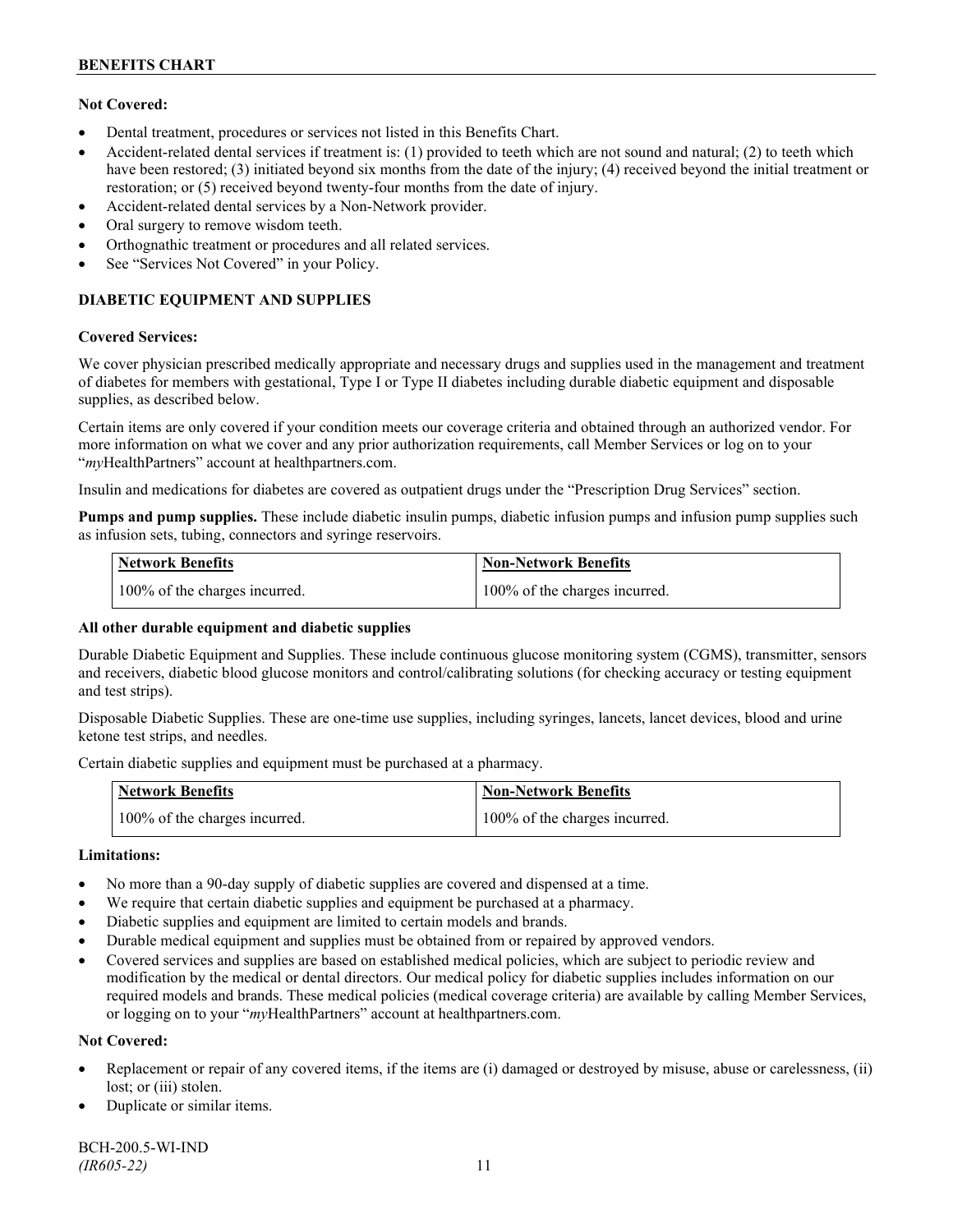**Not Covered:**

- Dental treatment, procedures or services not listed in this Benefits Chart.
- Accident-related dental services if treatment is: (1) provided to teeth which are not sound and natural; (2) to teeth which have been restored; (3) initiated beyond six months from the date of the injury; (4) received beyond the initial treatment or restoration; or (5) received beyond twenty-four months from the date of injury.
- Accident-related dental services by a Non-Network provider.
- Oral surgery to remove wisdom teeth.
- Orthognathic treatment or procedures and all related services.
- See "Services Not Covered" in your Policy.

## DIABETIC EQUIPMENT AND SUPPLIES

**Covered Services:**

We cover physician prescribed medically appropriate and necessary drugs and supplies used in the management and treatment of diabetes for members with gestational, Type I or Type II diabetes including durable diabetic equipment and disposable supplies, as described below.

Certain items are only covered if your condition meets our coverage criteria and obtained through an authorized vendor. For more information on what we cover and any prior authorization requirements, call Member Services or log on to your "*my*HealthPartners" account at healthpartners.com.

Insulin and medications for diabetes are covered as outpatient drugs under the "Prescription Drug Services" section.

**Pumps and pump supplies.** These include diabetic insulin pumps, diabetic infusion pumps and infusion pump supplies such as infusion sets, tubing, connectors and syringe reservoirs.

| Network Benefits | Non-Network Benefits |
| --- | --- |
| 100% of the charges incurred. | 100% of the charges incurred. |

**All other durable equipment and diabetic supplies**

Durable Diabetic Equipment and Supplies. These include continuous glucose monitoring system (CGMS), transmitter, sensors and receivers, diabetic blood glucose monitors and control/calibrating solutions (for checking accuracy or testing equipment and test strips).

Disposable Diabetic Supplies. These are one-time use supplies, including syringes, lancets, lancet devices, blood and urine ketone test strips, and needles.

Certain diabetic supplies and equipment must be purchased at a pharmacy.

| Network Benefits | Non-Network Benefits |
| --- | --- |
| 100% of the charges incurred. | 100% of the charges incurred. |

**Limitations:**

- No more than a 90-day supply of diabetic supplies are covered and dispensed at a time.
- We require that certain diabetic supplies and equipment be purchased at a pharmacy.
- Diabetic supplies and equipment are limited to certain models and brands.
- Durable medical equipment and supplies must be obtained from or repaired by approved vendors.
- Covered services and supplies are based on established medical policies, which are subject to periodic review and modification by the medical or dental directors. Our medical policy for diabetic supplies includes information on our required models and brands. These medical policies (medical coverage criteria) are available by calling Member Services, or logging on to your "*my*HealthPartners" account at healthpartners.com.

**Not Covered:**

- Replacement or repair of any covered items, if the items are (i) damaged or destroyed by misuse, abuse or carelessness, (ii) lost; or (iii) stolen.
- Duplicate or similar items.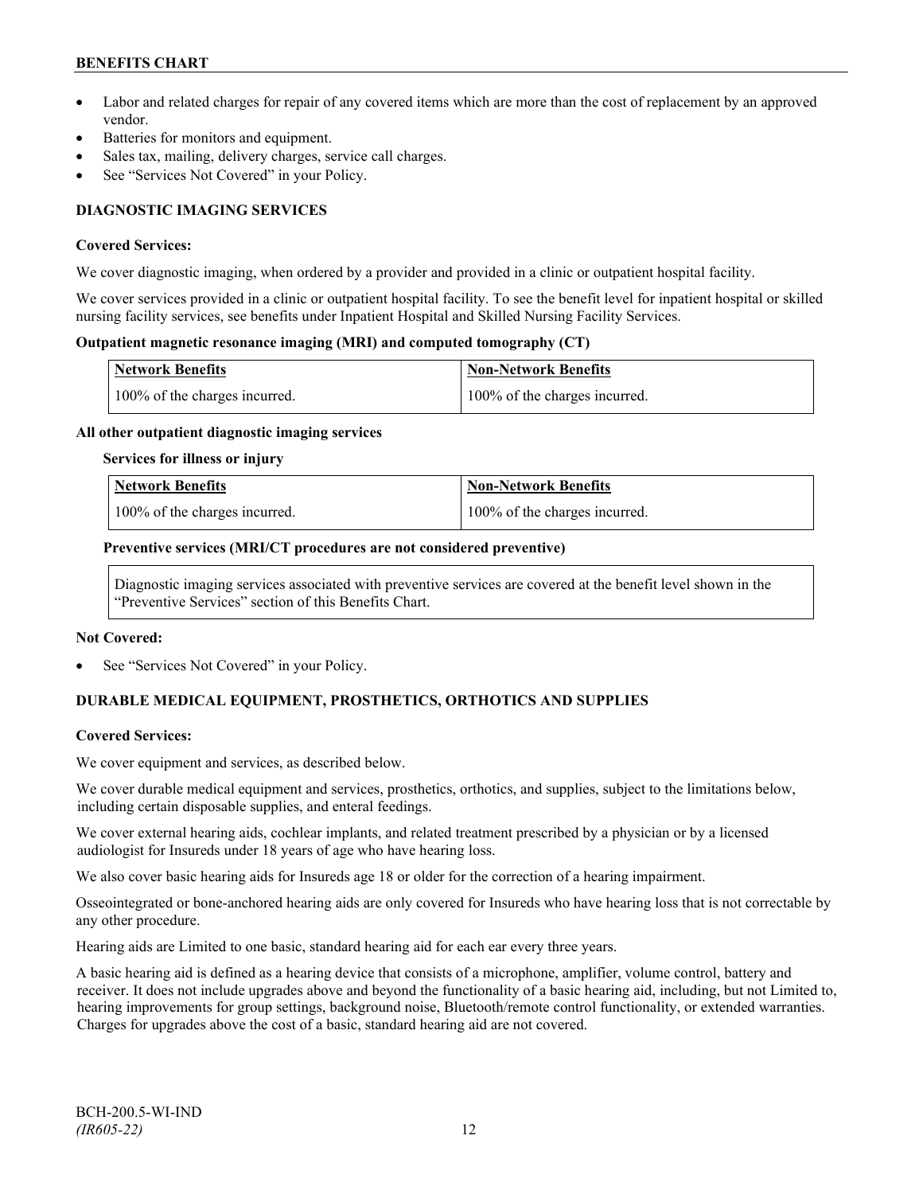- Labor and related charges for repair of any covered items which are more than the cost of replacement by an approved vendor.
- Batteries for monitors and equipment.
- Sales tax, mailing, delivery charges, service call charges.
- See "Services Not Covered" in your Policy.

## DIAGNOSTIC IMAGING SERVICES

**Covered Services:**

We cover diagnostic imaging, when ordered by a provider and provided in a clinic or outpatient hospital facility.

We cover services provided in a clinic or outpatient hospital facility. To see the benefit level for inpatient hospital or skilled nursing facility services, see benefits under Inpatient Hospital and Skilled Nursing Facility Services.

**Outpatient magnetic resonance imaging (MRI) and computed tomography (CT)**

| Network Benefits | Non-Network Benefits |
| --- | --- |
| 100% of the charges incurred. | 100% of the charges incurred. |

**All other outpatient diagnostic imaging services**

**Services for illness or injury**

| Network Benefits | Non-Network Benefits |
| --- | --- |
| 100% of the charges incurred. | 100% of the charges incurred. |

**Preventive services (MRI/CT procedures are not considered preventive)**

Diagnostic imaging services associated with preventive services are covered at the benefit level shown in the "Preventive Services" section of this Benefits Chart.

**Not Covered:**

- See "Services Not Covered" in your Policy.

## DURABLE MEDICAL EQUIPMENT, PROSTHETICS, ORTHOTICS AND SUPPLIES

**Covered Services:**

We cover equipment and services, as described below.

We cover durable medical equipment and services, prosthetics, orthotics, and supplies, subject to the limitations below, including certain disposable supplies, and enteral feedings.

We cover external hearing aids, cochlear implants, and related treatment prescribed by a physician or by a licensed audiologist for Insureds under 18 years of age who have hearing loss.

We also cover basic hearing aids for Insureds age 18 or older for the correction of a hearing impairment.

Osseointegrated or bone-anchored hearing aids are only covered for Insureds who have hearing loss that is not correctable by any other procedure.

Hearing aids are Limited to one basic, standard hearing aid for each ear every three years.

A basic hearing aid is defined as a hearing device that consists of a microphone, amplifier, volume control, battery and receiver. It does not include upgrades above and beyond the functionality of a basic hearing aid, including, but not Limited to, hearing improvements for group settings, background noise, Bluetooth/remote control functionality, or extended warranties. Charges for upgrades above the cost of a basic, standard hearing aid are not covered.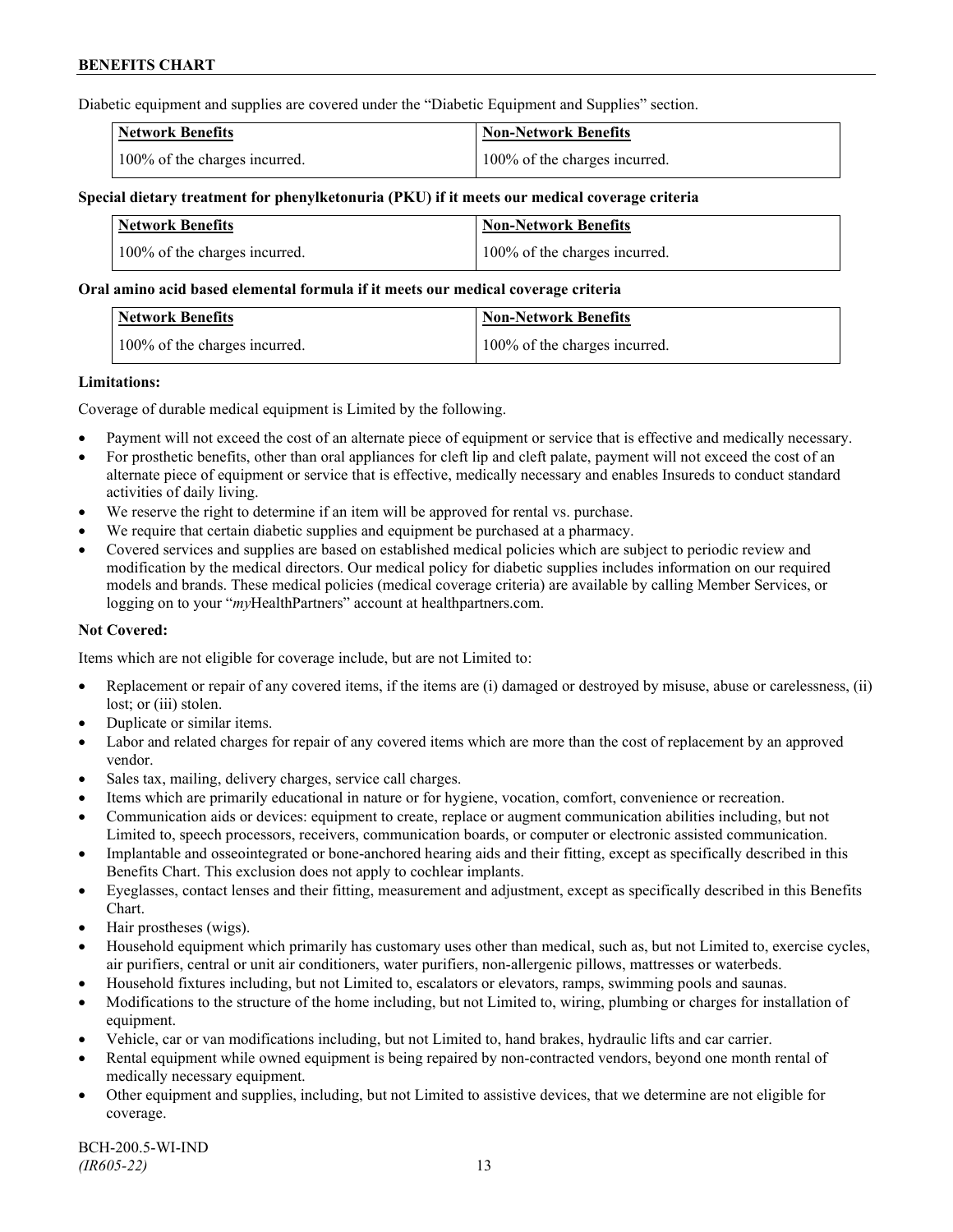Diabetic equipment and supplies are covered under the "Diabetic Equipment and Supplies" section.

| Network Benefits | Non-Network Benefits |
|---|---|
| 100% of the charges incurred. | 100% of the charges incurred. |

**Special dietary treatment for phenylketonuria (PKU) if it meets our medical coverage criteria**

| Network Benefits | Non-Network Benefits |
|---|---|
| 100% of the charges incurred. | 100% of the charges incurred. |

**Oral amino acid based elemental formula if it meets our medical coverage criteria**

| Network Benefits | Non-Network Benefits |
|---|---|
| 100% of the charges incurred. | 100% of the charges incurred. |

**Limitations:**

Coverage of durable medical equipment is Limited by the following.

- Payment will not exceed the cost of an alternate piece of equipment or service that is effective and medically necessary.
- For prosthetic benefits, other than oral appliances for cleft lip and cleft palate, payment will not exceed the cost of an alternate piece of equipment or service that is effective, medically necessary and enables Insureds to conduct standard activities of daily living.
- We reserve the right to determine if an item will be approved for rental vs. purchase.
- We require that certain diabetic supplies and equipment be purchased at a pharmacy.
- Covered services and supplies are based on established medical policies which are subject to periodic review and modification by the medical directors. Our medical policy for diabetic supplies includes information on our required models and brands. These medical policies (medical coverage criteria) are available by calling Member Services, or logging on to your "*my*HealthPartners" account at healthpartners.com.

**Not Covered:**

Items which are not eligible for coverage include, but are not Limited to:

- Replacement or repair of any covered items, if the items are (i) damaged or destroyed by misuse, abuse or carelessness, (ii) lost; or (iii) stolen.
- Duplicate or similar items.
- Labor and related charges for repair of any covered items which are more than the cost of replacement by an approved vendor.
- Sales tax, mailing, delivery charges, service call charges.
- Items which are primarily educational in nature or for hygiene, vocation, comfort, convenience or recreation.
- Communication aids or devices: equipment to create, replace or augment communication abilities including, but not Limited to, speech processors, receivers, communication boards, or computer or electronic assisted communication.
- Implantable and osseointegrated or bone-anchored hearing aids and their fitting, except as specifically described in this Benefits Chart. This exclusion does not apply to cochlear implants.
- Eyeglasses, contact lenses and their fitting, measurement and adjustment, except as specifically described in this Benefits Chart.
- Hair prostheses (wigs).
- Household equipment which primarily has customary uses other than medical, such as, but not Limited to, exercise cycles, air purifiers, central or unit air conditioners, water purifiers, non-allergenic pillows, mattresses or waterbeds.
- Household fixtures including, but not Limited to, escalators or elevators, ramps, swimming pools and saunas.
- Modifications to the structure of the home including, but not Limited to, wiring, plumbing or charges for installation of equipment.
- Vehicle, car or van modifications including, but not Limited to, hand brakes, hydraulic lifts and car carrier.
- Rental equipment while owned equipment is being repaired by non-contracted vendors, beyond one month rental of medically necessary equipment.
- Other equipment and supplies, including, but not Limited to assistive devices, that we determine are not eligible for coverage.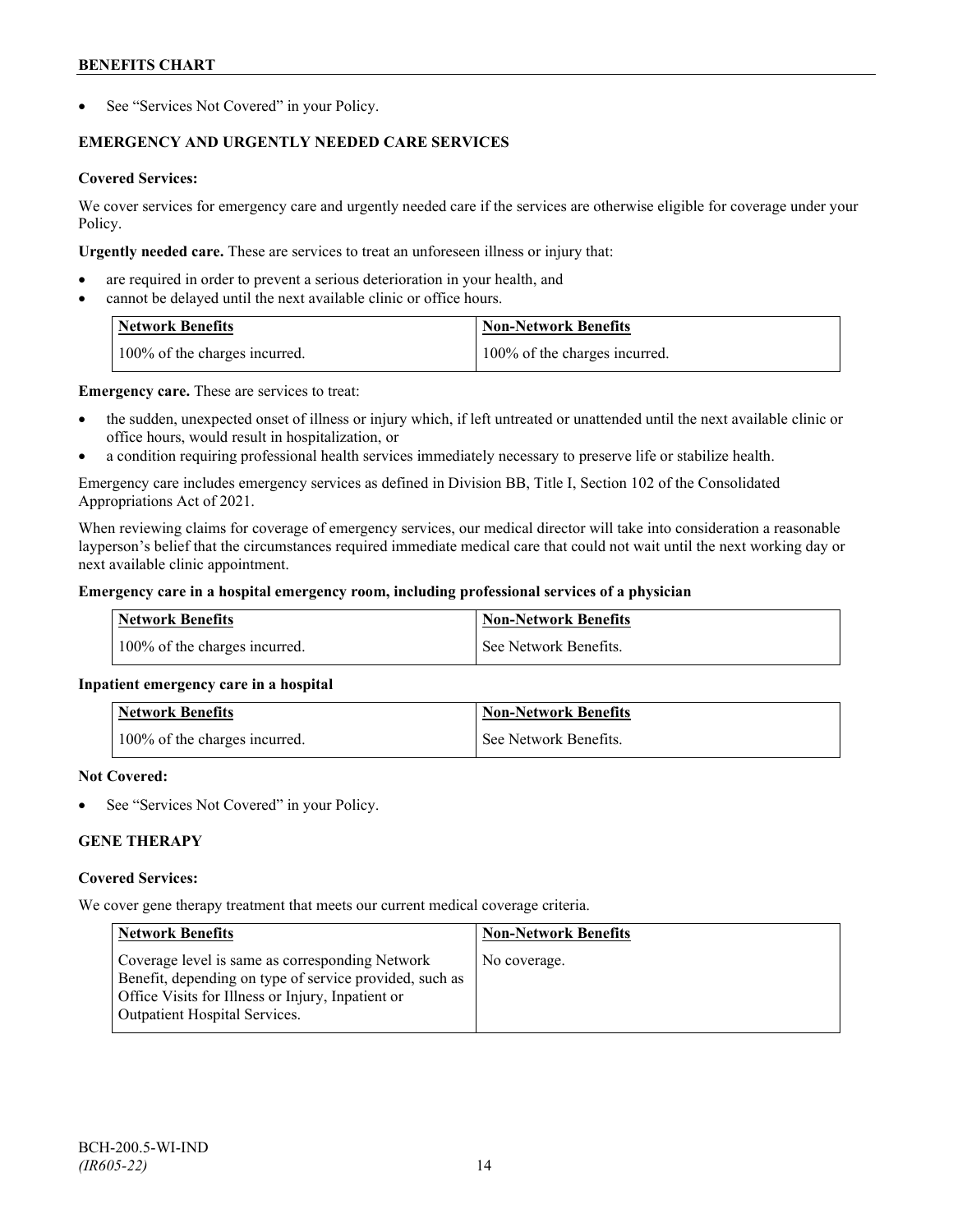- See "Services Not Covered" in your Policy.

## EMERGENCY AND URGENTLY NEEDED CARE SERVICES

**Covered Services:**

We cover services for emergency care and urgently needed care if the services are otherwise eligible for coverage under your Policy.

**Urgently needed care.** These are services to treat an unforeseen illness or injury that:

- are required in order to prevent a serious deterioration in your health, and
- cannot be delayed until the next available clinic or office hours.

| Network Benefits | Non-Network Benefits |
|---|---|
| 100% of the charges incurred. | 100% of the charges incurred. |

**Emergency care.** These are services to treat:

- the sudden, unexpected onset of illness or injury which, if left untreated or unattended until the next available clinic or office hours, would result in hospitalization, or
- a condition requiring professional health services immediately necessary to preserve life or stabilize health.

Emergency care includes emergency services as defined in Division BB, Title I, Section 102 of the Consolidated Appropriations Act of 2021.

When reviewing claims for coverage of emergency services, our medical director will take into consideration a reasonable layperson's belief that the circumstances required immediate medical care that could not wait until the next working day or next available clinic appointment.

**Emergency care in a hospital emergency room, including professional services of a physician**

| Network Benefits | Non-Network Benefits |
|---|---|
| 100% of the charges incurred. | See Network Benefits. |

**Inpatient emergency care in a hospital**

| Network Benefits | Non-Network Benefits |
|---|---|
| 100% of the charges incurred. | See Network Benefits. |

**Not Covered:**

- See "Services Not Covered" in your Policy.

## GENE THERAPY

**Covered Services:**

We cover gene therapy treatment that meets our current medical coverage criteria.

| Network Benefits | Non-Network Benefits |
|---|---|
| Coverage level is same as corresponding Network Benefit, depending on type of service provided, such as Office Visits for Illness or Injury, Inpatient or Outpatient Hospital Services. | No coverage. |

BCH-200.5-WI-IND
*(IR605-22)*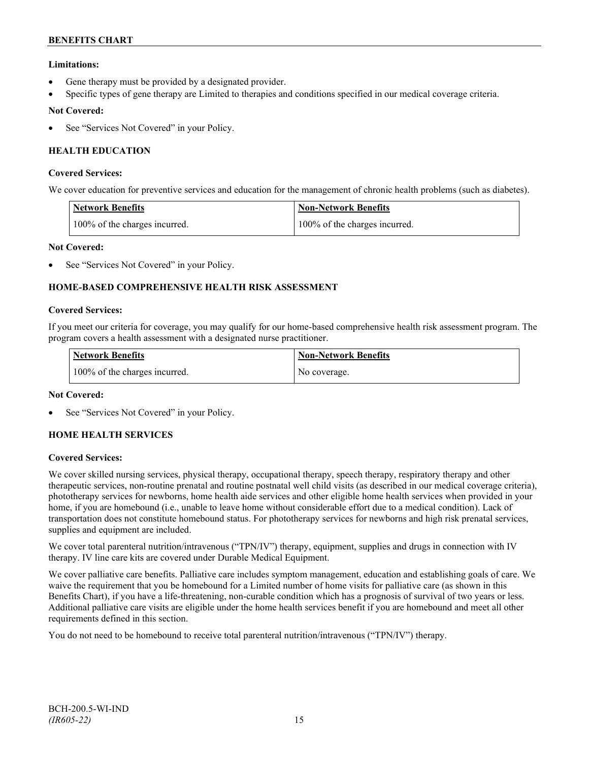**Limitations:**

- Gene therapy must be provided by a designated provider.
- Specific types of gene therapy are Limited to therapies and conditions specified in our medical coverage criteria.

**Not Covered:**

- See "Services Not Covered" in your Policy.

### HEALTH EDUCATION

**Covered Services:**

We cover education for preventive services and education for the management of chronic health problems (such as diabetes).

| Network Benefits | Non-Network Benefits |
| --- | --- |
| 100% of the charges incurred. | 100% of the charges incurred. |

**Not Covered:**

- See "Services Not Covered" in your Policy.

### HOME-BASED COMPREHENSIVE HEALTH RISK ASSESSMENT

**Covered Services:**

If you meet our criteria for coverage, you may qualify for our home-based comprehensive health risk assessment program. The program covers a health assessment with a designated nurse practitioner.

| Network Benefits | Non-Network Benefits |
| --- | --- |
| 100% of the charges incurred. | No coverage. |

**Not Covered:**

- See "Services Not Covered" in your Policy.

### HOME HEALTH SERVICES

**Covered Services:**

We cover skilled nursing services, physical therapy, occupational therapy, speech therapy, respiratory therapy and other therapeutic services, non-routine prenatal and routine postnatal well child visits (as described in our medical coverage criteria), phototherapy services for newborns, home health aide services and other eligible home health services when provided in your home, if you are homebound (i.e., unable to leave home without considerable effort due to a medical condition). Lack of transportation does not constitute homebound status. For phototherapy services for newborns and high risk prenatal services, supplies and equipment are included.

We cover total parenteral nutrition/intravenous ("TPN/IV") therapy, equipment, supplies and drugs in connection with IV therapy. IV line care kits are covered under Durable Medical Equipment.

We cover palliative care benefits. Palliative care includes symptom management, education and establishing goals of care. We waive the requirement that you be homebound for a Limited number of home visits for palliative care (as shown in this Benefits Chart), if you have a life-threatening, non-curable condition which has a prognosis of survival of two years or less. Additional palliative care visits are eligible under the home health services benefit if you are homebound and meet all other requirements defined in this section.

You do not need to be homebound to receive total parenteral nutrition/intravenous ("TPN/IV") therapy.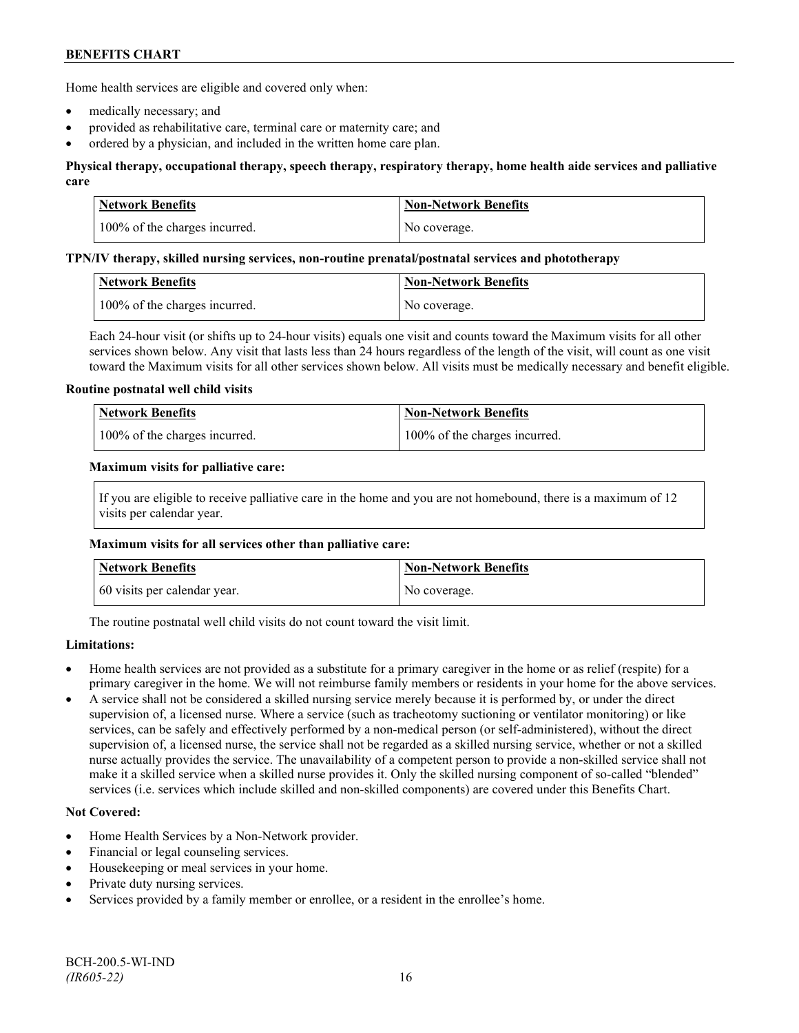Home health services are eligible and covered only when:

- medically necessary; and
- provided as rehabilitative care, terminal care or maternity care; and
- ordered by a physician, and included in the written home care plan.

**Physical therapy, occupational therapy, speech therapy, respiratory therapy, home health aide services and palliative care**

| Network Benefits | Non-Network Benefits |
| --- | --- |
| 100% of the charges incurred. | No coverage. |

**TPN/IV therapy, skilled nursing services, non-routine prenatal/postnatal services and phototherapy**

| Network Benefits | Non-Network Benefits |
| --- | --- |
| 100% of the charges incurred. | No coverage. |

Each 24-hour visit (or shifts up to 24-hour visits) equals one visit and counts toward the Maximum visits for all other services shown below. Any visit that lasts less than 24 hours regardless of the length of the visit, will count as one visit toward the Maximum visits for all other services shown below. All visits must be medically necessary and benefit eligible.

**Routine postnatal well child visits**

| Network Benefits | Non-Network Benefits |
| --- | --- |
| 100% of the charges incurred. | 100% of the charges incurred. |

**Maximum visits for palliative care:**

If you are eligible to receive palliative care in the home and you are not homebound, there is a maximum of 12 visits per calendar year.

**Maximum visits for all services other than palliative care:**

| Network Benefits | Non-Network Benefits |
| --- | --- |
| 60 visits per calendar year. | No coverage. |

The routine postnatal well child visits do not count toward the visit limit.

**Limitations:**

- Home health services are not provided as a substitute for a primary caregiver in the home or as relief (respite) for a primary caregiver in the home. We will not reimburse family members or residents in your home for the above services.
- A service shall not be considered a skilled nursing service merely because it is performed by, or under the direct supervision of, a licensed nurse. Where a service (such as tracheotomy suctioning or ventilator monitoring) or like services, can be safely and effectively performed by a non-medical person (or self-administered), without the direct supervision of, a licensed nurse, the service shall not be regarded as a skilled nursing service, whether or not a skilled nurse actually provides the service. The unavailability of a competent person to provide a non-skilled service shall not make it a skilled service when a skilled nurse provides it. Only the skilled nursing component of so-called "blended" services (i.e. services which include skilled and non-skilled components) are covered under this Benefits Chart.

**Not Covered:**

- Home Health Services by a Non-Network provider.
- Financial or legal counseling services.
- Housekeeping or meal services in your home.
- Private duty nursing services.
- Services provided by a family member or enrollee, or a resident in the enrollee's home.

BCH-200.5-WI-IND
*(IR605-22)*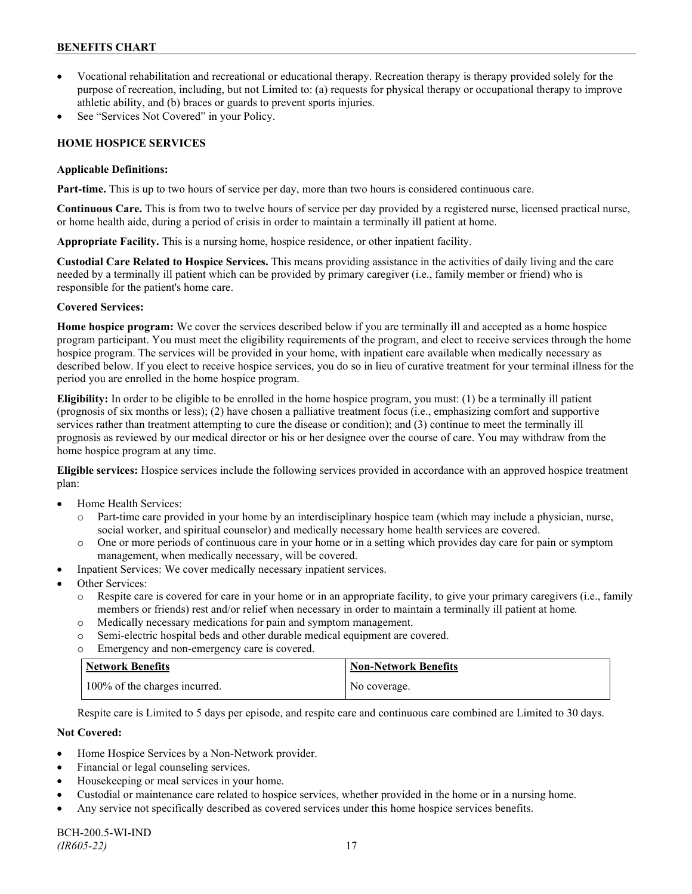- Vocational rehabilitation and recreational or educational therapy. Recreation therapy is therapy provided solely for the purpose of recreation, including, but not Limited to: (a) requests for physical therapy or occupational therapy to improve athletic ability, and (b) braces or guards to prevent sports injuries.
- See "Services Not Covered" in your Policy.

## HOME HOSPICE SERVICES

**Applicable Definitions:**

**Part-time.** This is up to two hours of service per day, more than two hours is considered continuous care.

**Continuous Care.** This is from two to twelve hours of service per day provided by a registered nurse, licensed practical nurse, or home health aide, during a period of crisis in order to maintain a terminally ill patient at home.

**Appropriate Facility.** This is a nursing home, hospice residence, or other inpatient facility.

**Custodial Care Related to Hospice Services.** This means providing assistance in the activities of daily living and the care needed by a terminally ill patient which can be provided by primary caregiver (i.e., family member or friend) who is responsible for the patient's home care.

**Covered Services:**

**Home hospice program:** We cover the services described below if you are terminally ill and accepted as a home hospice program participant. You must meet the eligibility requirements of the program, and elect to receive services through the home hospice program. The services will be provided in your home, with inpatient care available when medically necessary as described below. If you elect to receive hospice services, you do so in lieu of curative treatment for your terminal illness for the period you are enrolled in the home hospice program.

**Eligibility:** In order to be eligible to be enrolled in the home hospice program, you must: (1) be a terminally ill patient (prognosis of six months or less); (2) have chosen a palliative treatment focus (i.e., emphasizing comfort and supportive services rather than treatment attempting to cure the disease or condition); and (3) continue to meet the terminally ill prognosis as reviewed by our medical director or his or her designee over the course of care. You may withdraw from the home hospice program at any time.

**Eligible services:** Hospice services include the following services provided in accordance with an approved hospice treatment plan:

- Home Health Services:
  - Part-time care provided in your home by an interdisciplinary hospice team (which may include a physician, nurse, social worker, and spiritual counselor) and medically necessary home health services are covered.
  - One or more periods of continuous care in your home or in a setting which provides day care for pain or symptom management, when medically necessary, will be covered.
- Inpatient Services: We cover medically necessary inpatient services.
- Other Services:
  - Respite care is covered for care in your home or in an appropriate facility, to give your primary caregivers (i.e., family members or friends) rest and/or relief when necessary in order to maintain a terminally ill patient at home.
  - Medically necessary medications for pain and symptom management.
  - Semi-electric hospital beds and other durable medical equipment are covered.
  - Emergency and non-emergency care is covered.

| Network Benefits | Non-Network Benefits |
| --- | --- |
| 100% of the charges incurred. | No coverage. |

Respite care is Limited to 5 days per episode, and respite care and continuous care combined are Limited to 30 days.

**Not Covered:**

- Home Hospice Services by a Non-Network provider.
- Financial or legal counseling services.
- Housekeeping or meal services in your home.
- Custodial or maintenance care related to hospice services, whether provided in the home or in a nursing home.
- Any service not specifically described as covered services under this home hospice services benefits.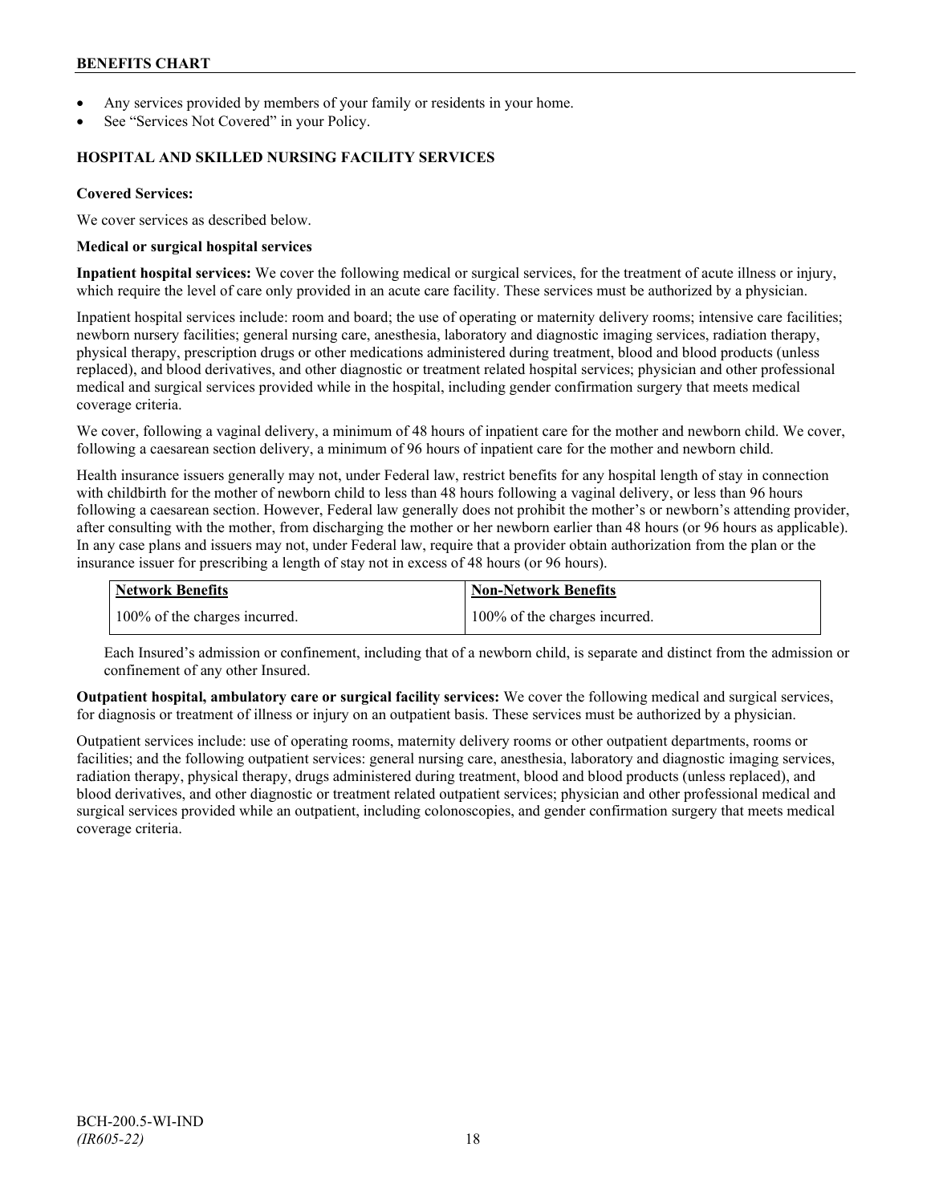- Any services provided by members of your family or residents in your home.
- See "Services Not Covered" in your Policy.

### HOSPITAL AND SKILLED NURSING FACILITY SERVICES

**Covered Services:**

We cover services as described below.

**Medical or surgical hospital services**

**Inpatient hospital services:** We cover the following medical or surgical services, for the treatment of acute illness or injury, which require the level of care only provided in an acute care facility. These services must be authorized by a physician.

Inpatient hospital services include: room and board; the use of operating or maternity delivery rooms; intensive care facilities; newborn nursery facilities; general nursing care, anesthesia, laboratory and diagnostic imaging services, radiation therapy, physical therapy, prescription drugs or other medications administered during treatment, blood and blood products (unless replaced), and blood derivatives, and other diagnostic or treatment related hospital services; physician and other professional medical and surgical services provided while in the hospital, including gender confirmation surgery that meets medical coverage criteria.

We cover, following a vaginal delivery, a minimum of 48 hours of inpatient care for the mother and newborn child. We cover, following a caesarean section delivery, a minimum of 96 hours of inpatient care for the mother and newborn child.

Health insurance issuers generally may not, under Federal law, restrict benefits for any hospital length of stay in connection with childbirth for the mother of newborn child to less than 48 hours following a vaginal delivery, or less than 96 hours following a caesarean section. However, Federal law generally does not prohibit the mother's or newborn's attending provider, after consulting with the mother, from discharging the mother or her newborn earlier than 48 hours (or 96 hours as applicable). In any case plans and issuers may not, under Federal law, require that a provider obtain authorization from the plan or the insurance issuer for prescribing a length of stay not in excess of 48 hours (or 96 hours).

| Network Benefits | Non-Network Benefits |
|---|---|
| 100% of the charges incurred. | 100% of the charges incurred. |

Each Insured's admission or confinement, including that of a newborn child, is separate and distinct from the admission or confinement of any other Insured.

**Outpatient hospital, ambulatory care or surgical facility services:** We cover the following medical and surgical services, for diagnosis or treatment of illness or injury on an outpatient basis. These services must be authorized by a physician.

Outpatient services include: use of operating rooms, maternity delivery rooms or other outpatient departments, rooms or facilities; and the following outpatient services: general nursing care, anesthesia, laboratory and diagnostic imaging services, radiation therapy, physical therapy, drugs administered during treatment, blood and blood products (unless replaced), and blood derivatives, and other diagnostic or treatment related outpatient services; physician and other professional medical and surgical services provided while an outpatient, including colonoscopies, and gender confirmation surgery that meets medical coverage criteria.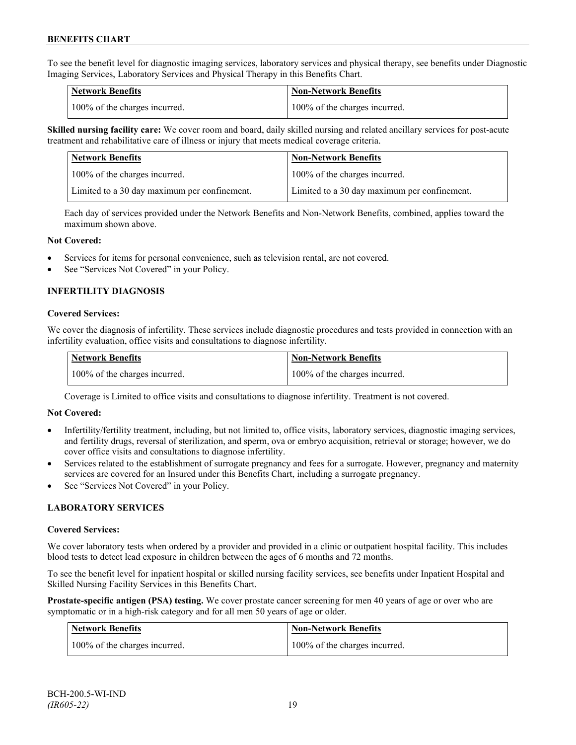To see the benefit level for diagnostic imaging services, laboratory services and physical therapy, see benefits under Diagnostic Imaging Services, Laboratory Services and Physical Therapy in this Benefits Chart.

| Network Benefits | Non-Network Benefits |
|---|---|
| 100% of the charges incurred. | 100% of the charges incurred. |

**Skilled nursing facility care:** We cover room and board, daily skilled nursing and related ancillary services for post-acute treatment and rehabilitative care of illness or injury that meets medical coverage criteria.

| Network Benefits | Non-Network Benefits |
|---|---|
| 100% of the charges incurred. | 100% of the charges incurred. |
| Limited to a 30 day maximum per confinement. | Limited to a 30 day maximum per confinement. |

Each day of services provided under the Network Benefits and Non-Network Benefits, combined, applies toward the maximum shown above.

**Not Covered:**

- Services for items for personal convenience, such as television rental, are not covered.
- See "Services Not Covered" in your Policy.

### INFERTILITY DIAGNOSIS

**Covered Services:**

We cover the diagnosis of infertility. These services include diagnostic procedures and tests provided in connection with an infertility evaluation, office visits and consultations to diagnose infertility.

| Network Benefits | Non-Network Benefits |
|---|---|
| 100% of the charges incurred. | 100% of the charges incurred. |

Coverage is Limited to office visits and consultations to diagnose infertility. Treatment is not covered.

**Not Covered:**

- Infertility/fertility treatment, including, but not limited to, office visits, laboratory services, diagnostic imaging services, and fertility drugs, reversal of sterilization, and sperm, ova or embryo acquisition, retrieval or storage; however, we do cover office visits and consultations to diagnose infertility.
- Services related to the establishment of surrogate pregnancy and fees for a surrogate. However, pregnancy and maternity services are covered for an Insured under this Benefits Chart, including a surrogate pregnancy.
- See "Services Not Covered" in your Policy.

### LABORATORY SERVICES

**Covered Services:**

We cover laboratory tests when ordered by a provider and provided in a clinic or outpatient hospital facility. This includes blood tests to detect lead exposure in children between the ages of 6 months and 72 months.

To see the benefit level for inpatient hospital or skilled nursing facility services, see benefits under Inpatient Hospital and Skilled Nursing Facility Services in this Benefits Chart.

**Prostate-specific antigen (PSA) testing.** We cover prostate cancer screening for men 40 years of age or over who are symptomatic or in a high-risk category and for all men 50 years of age or older.

| Network Benefits | Non-Network Benefits |
|---|---|
| 100% of the charges incurred. | 100% of the charges incurred. |

BCH-200.5-WI-IND
*(IR605-22)*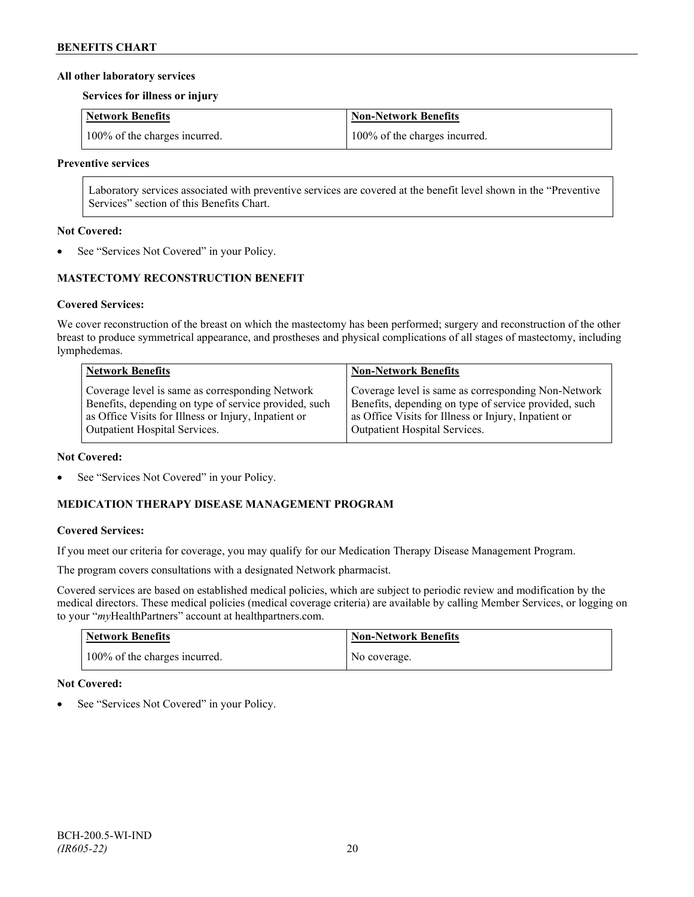**All other laboratory services**

**Services for illness or injury**

| Network Benefits | Non-Network Benefits |
| --- | --- |
| 100% of the charges incurred. | 100% of the charges incurred. |

**Preventive services**

Laboratory services associated with preventive services are covered at the benefit level shown in the "Preventive Services" section of this Benefits Chart.

**Not Covered:**

- See "Services Not Covered" in your Policy.

**MASTECTOMY RECONSTRUCTION BENEFIT**

**Covered Services:**

We cover reconstruction of the breast on which the mastectomy has been performed; surgery and reconstruction of the other breast to produce symmetrical appearance, and prostheses and physical complications of all stages of mastectomy, including lymphedemas.

| Network Benefits | Non-Network Benefits |
| --- | --- |
| Coverage level is same as corresponding Network Benefits, depending on type of service provided, such as Office Visits for Illness or Injury, Inpatient or Outpatient Hospital Services. | Coverage level is same as corresponding Non-Network Benefits, depending on type of service provided, such as Office Visits for Illness or Injury, Inpatient or Outpatient Hospital Services. |

**Not Covered:**

- See "Services Not Covered" in your Policy.

**MEDICATION THERAPY DISEASE MANAGEMENT PROGRAM**

**Covered Services:**

If you meet our criteria for coverage, you may qualify for our Medication Therapy Disease Management Program.

The program covers consultations with a designated Network pharmacist.

Covered services are based on established medical policies, which are subject to periodic review and modification by the medical directors. These medical policies (medical coverage criteria) are available by calling Member Services, or logging on to your "*my*HealthPartners" account at healthpartners.com.

| Network Benefits | Non-Network Benefits |
| --- | --- |
| 100% of the charges incurred. | No coverage. |

**Not Covered:**

- See "Services Not Covered" in your Policy.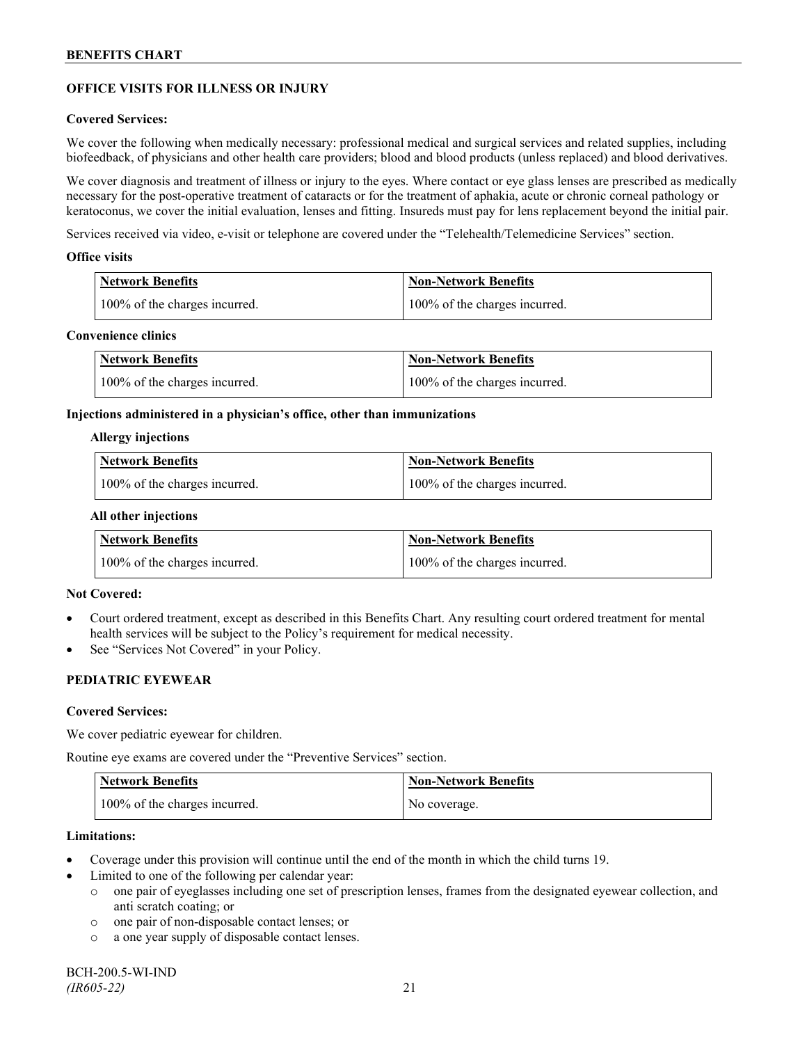## OFFICE VISITS FOR ILLNESS OR INJURY

**Covered Services:**

We cover the following when medically necessary: professional medical and surgical services and related supplies, including biofeedback, of physicians and other health care providers; blood and blood products (unless replaced) and blood derivatives.

We cover diagnosis and treatment of illness or injury to the eyes. Where contact or eye glass lenses are prescribed as medically necessary for the post-operative treatment of cataracts or for the treatment of aphakia, acute or chronic corneal pathology or keratoconus, we cover the initial evaluation, lenses and fitting. Insureds must pay for lens replacement beyond the initial pair.

Services received via video, e-visit or telephone are covered under the "Telehealth/Telemedicine Services" section.

**Office visits**

| Network Benefits | Non-Network Benefits |
|---|---|
| 100% of the charges incurred. | 100% of the charges incurred. |

**Convenience clinics**

| Network Benefits | Non-Network Benefits |
|---|---|
| 100% of the charges incurred. | 100% of the charges incurred. |

**Injections administered in a physician's office, other than immunizations**

**Allergy injections**

| Network Benefits | Non-Network Benefits |
|---|---|
| 100% of the charges incurred. | 100% of the charges incurred. |

**All other injections**

| Network Benefits | Non-Network Benefits |
|---|---|
| 100% of the charges incurred. | 100% of the charges incurred. |

**Not Covered:**

- Court ordered treatment, except as described in this Benefits Chart. Any resulting court ordered treatment for mental health services will be subject to the Policy's requirement for medical necessity.
- See "Services Not Covered" in your Policy.

## PEDIATRIC EYEWEAR

**Covered Services:**

We cover pediatric eyewear for children.

Routine eye exams are covered under the "Preventive Services" section.

| Network Benefits | Non-Network Benefits |
|---|---|
| 100% of the charges incurred. | No coverage. |

**Limitations:**

- Coverage under this provision will continue until the end of the month in which the child turns 19.
- Limited to one of the following per calendar year:
  - one pair of eyeglasses including one set of prescription lenses, frames from the designated eyewear collection, and anti scratch coating; or
  - one pair of non-disposable contact lenses; or
  - a one year supply of disposable contact lenses.

BCH-200.5-WI-IND
*(IR605-22)*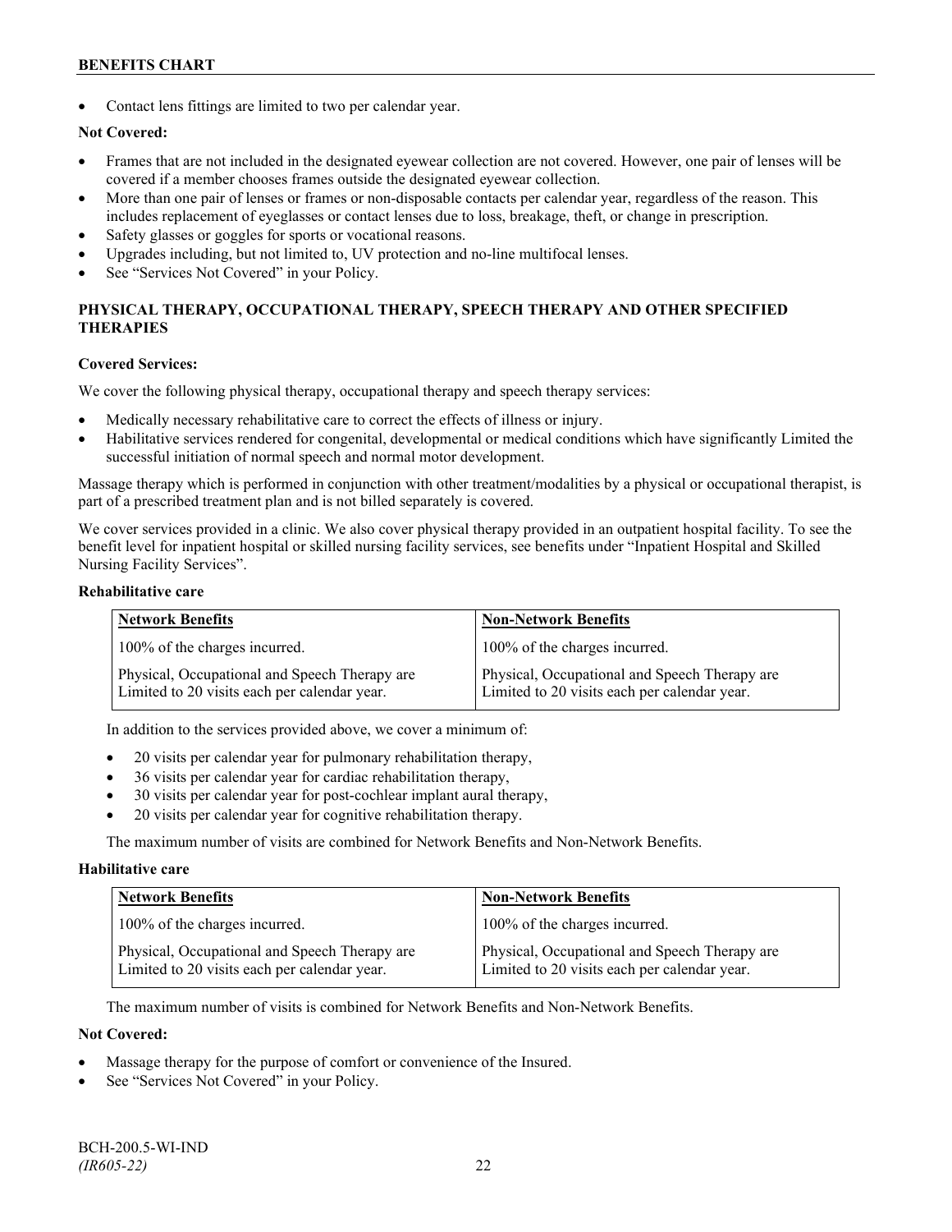- Contact lens fittings are limited to two per calendar year.

**Not Covered:**

- Frames that are not included in the designated eyewear collection are not covered. However, one pair of lenses will be covered if a member chooses frames outside the designated eyewear collection.
- More than one pair of lenses or frames or non-disposable contacts per calendar year, regardless of the reason. This includes replacement of eyeglasses or contact lenses due to loss, breakage, theft, or change in prescription.
- Safety glasses or goggles for sports or vocational reasons.
- Upgrades including, but not limited to, UV protection and no-line multifocal lenses.
- See "Services Not Covered" in your Policy.

## PHYSICAL THERAPY, OCCUPATIONAL THERAPY, SPEECH THERAPY AND OTHER SPECIFIED THERAPIES

**Covered Services:**

We cover the following physical therapy, occupational therapy and speech therapy services:

- Medically necessary rehabilitative care to correct the effects of illness or injury.
- Habilitative services rendered for congenital, developmental or medical conditions which have significantly Limited the successful initiation of normal speech and normal motor development.

Massage therapy which is performed in conjunction with other treatment/modalities by a physical or occupational therapist, is part of a prescribed treatment plan and is not billed separately is covered.

We cover services provided in a clinic. We also cover physical therapy provided in an outpatient hospital facility. To see the benefit level for inpatient hospital or skilled nursing facility services, see benefits under "Inpatient Hospital and Skilled Nursing Facility Services".

**Rehabilitative care**

| Network Benefits | Non-Network Benefits |
|---|---|
| 100% of the charges incurred. | 100% of the charges incurred. |
| Physical, Occupational and Speech Therapy are Limited to 20 visits each per calendar year. | Physical, Occupational and Speech Therapy are Limited to 20 visits each per calendar year. |

In addition to the services provided above, we cover a minimum of:

- 20 visits per calendar year for pulmonary rehabilitation therapy,
- 36 visits per calendar year for cardiac rehabilitation therapy,
- 30 visits per calendar year for post-cochlear implant aural therapy,
- 20 visits per calendar year for cognitive rehabilitation therapy.

The maximum number of visits are combined for Network Benefits and Non-Network Benefits.

**Habilitative care**

| Network Benefits | Non-Network Benefits |
|---|---|
| 100% of the charges incurred. | 100% of the charges incurred. |
| Physical, Occupational and Speech Therapy are Limited to 20 visits each per calendar year. | Physical, Occupational and Speech Therapy are Limited to 20 visits each per calendar year. |

The maximum number of visits is combined for Network Benefits and Non-Network Benefits.

**Not Covered:**

- Massage therapy for the purpose of comfort or convenience of the Insured.
- See "Services Not Covered" in your Policy.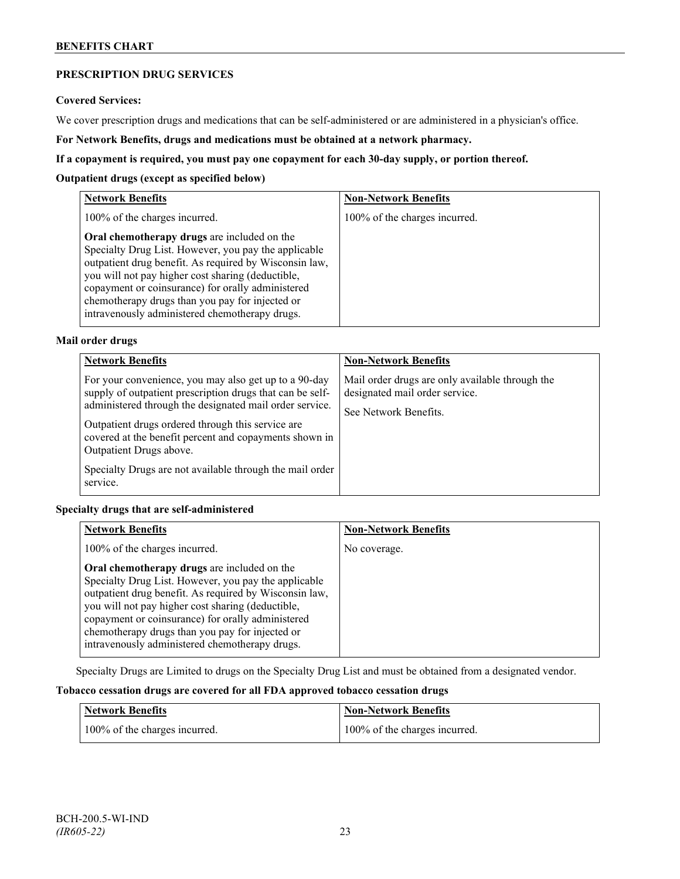## PRESCRIPTION DRUG SERVICES

**Covered Services:**

We cover prescription drugs and medications that can be self-administered or are administered in a physician's office.

**For Network Benefits, drugs and medications must be obtained at a network pharmacy.**

**If a copayment is required, you must pay one copayment for each 30-day supply, or portion thereof.**

**Outpatient drugs (except as specified below)**

| Network Benefits | Non-Network Benefits |
|---|---|
| 100% of the charges incurred.<br><br>**Oral chemotherapy drugs** are included on the Specialty Drug List. However, you pay the applicable outpatient drug benefit. As required by Wisconsin law, you will not pay higher cost sharing (deductible, copayment or coinsurance) for orally administered chemotherapy drugs than you pay for injected or intravenously administered chemotherapy drugs. | 100% of the charges incurred. |

**Mail order drugs**

| Network Benefits | Non-Network Benefits |
|---|---|
| For your convenience, you may also get up to a 90-day supply of outpatient prescription drugs that can be self-administered through the designated mail order service.<br><br>Outpatient drugs ordered through this service are covered at the benefit percent and copayments shown in Outpatient Drugs above.<br><br>Specialty Drugs are not available through the mail order service. | Mail order drugs are only available through the designated mail order service.<br><br>See Network Benefits. |

**Specialty drugs that are self-administered**

| Network Benefits | Non-Network Benefits |
|---|---|
| 100% of the charges incurred.<br><br>**Oral chemotherapy drugs** are included on the Specialty Drug List. However, you pay the applicable outpatient drug benefit. As required by Wisconsin law, you will not pay higher cost sharing (deductible, copayment or coinsurance) for orally administered chemotherapy drugs than you pay for injected or intravenously administered chemotherapy drugs. | No coverage. |

Specialty Drugs are Limited to drugs on the Specialty Drug List and must be obtained from a designated vendor.

**Tobacco cessation drugs are covered for all FDA approved tobacco cessation drugs**

| Network Benefits | Non-Network Benefits |
|---|---|
| 100% of the charges incurred. | 100% of the charges incurred. |

BCH-200.5-WI-IND
*(IR605-22)*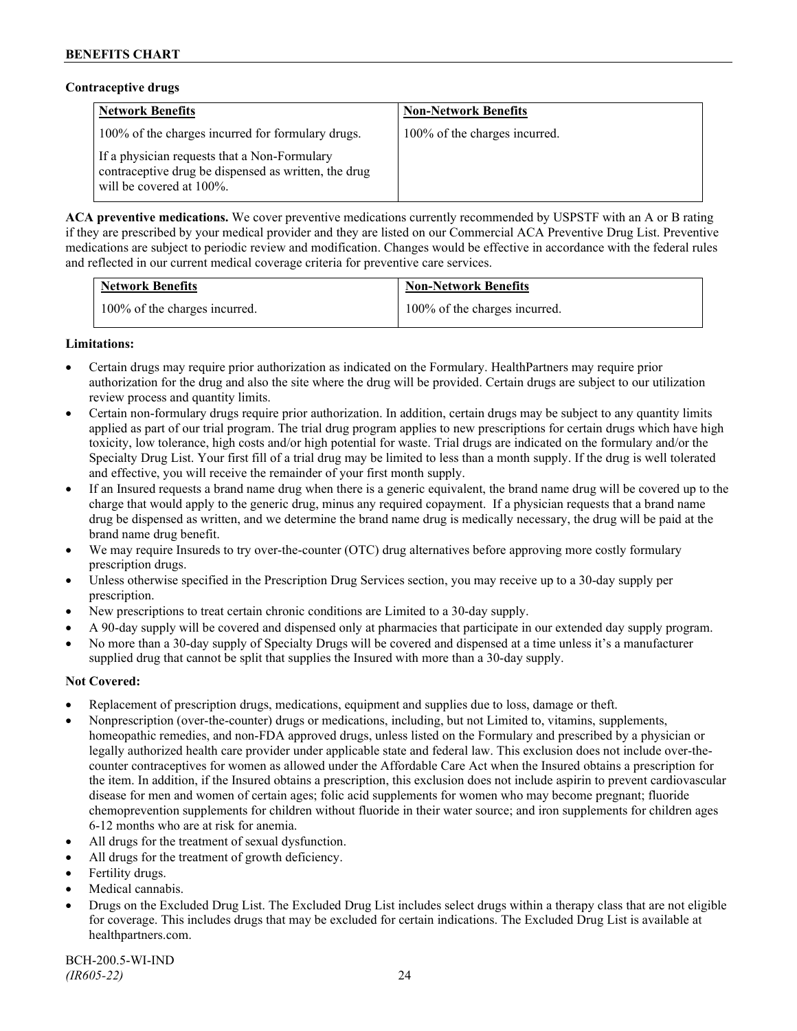**Contraceptive drugs**

| Network Benefits | Non-Network Benefits |
| --- | --- |
| 100% of the charges incurred for formulary drugs.<br><br>If a physician requests that a Non-Formulary contraceptive drug be dispensed as written, the drug will be covered at 100%. | 100% of the charges incurred. |

**ACA preventive medications.** We cover preventive medications currently recommended by USPSTF with an A or B rating if they are prescribed by your medical provider and they are listed on our Commercial ACA Preventive Drug List. Preventive medications are subject to periodic review and modification. Changes would be effective in accordance with the federal rules and reflected in our current medical coverage criteria for preventive care services.

| Network Benefits | Non-Network Benefits |
| --- | --- |
| 100% of the charges incurred. | 100% of the charges incurred. |

**Limitations:**

- Certain drugs may require prior authorization as indicated on the Formulary. HealthPartners may require prior authorization for the drug and also the site where the drug will be provided. Certain drugs are subject to our utilization review process and quantity limits.
- Certain non-formulary drugs require prior authorization. In addition, certain drugs may be subject to any quantity limits applied as part of our trial program. The trial drug program applies to new prescriptions for certain drugs which have high toxicity, low tolerance, high costs and/or high potential for waste. Trial drugs are indicated on the formulary and/or the Specialty Drug List. Your first fill of a trial drug may be limited to less than a month supply. If the drug is well tolerated and effective, you will receive the remainder of your first month supply.
- If an Insured requests a brand name drug when there is a generic equivalent, the brand name drug will be covered up to the charge that would apply to the generic drug, minus any required copayment. If a physician requests that a brand name drug be dispensed as written, and we determine the brand name drug is medically necessary, the drug will be paid at the brand name drug benefit.
- We may require Insureds to try over-the-counter (OTC) drug alternatives before approving more costly formulary prescription drugs.
- Unless otherwise specified in the Prescription Drug Services section, you may receive up to a 30-day supply per prescription.
- New prescriptions to treat certain chronic conditions are Limited to a 30-day supply.
- A 90-day supply will be covered and dispensed only at pharmacies that participate in our extended day supply program.
- No more than a 30-day supply of Specialty Drugs will be covered and dispensed at a time unless it's a manufacturer supplied drug that cannot be split that supplies the Insured with more than a 30-day supply.

**Not Covered:**

- Replacement of prescription drugs, medications, equipment and supplies due to loss, damage or theft.
- Nonprescription (over-the-counter) drugs or medications, including, but not Limited to, vitamins, supplements, homeopathic remedies, and non-FDA approved drugs, unless listed on the Formulary and prescribed by a physician or legally authorized health care provider under applicable state and federal law. This exclusion does not include over-the-counter contraceptives for women as allowed under the Affordable Care Act when the Insured obtains a prescription for the item. In addition, if the Insured obtains a prescription, this exclusion does not include aspirin to prevent cardiovascular disease for men and women of certain ages; folic acid supplements for women who may become pregnant; fluoride chemoprevention supplements for children without fluoride in their water source; and iron supplements for children ages 6-12 months who are at risk for anemia.
- All drugs for the treatment of sexual dysfunction.
- All drugs for the treatment of growth deficiency.
- Fertility drugs.
- Medical cannabis.
- Drugs on the Excluded Drug List. The Excluded Drug List includes select drugs within a therapy class that are not eligible for coverage. This includes drugs that may be excluded for certain indications. The Excluded Drug List is available at healthpartners.com.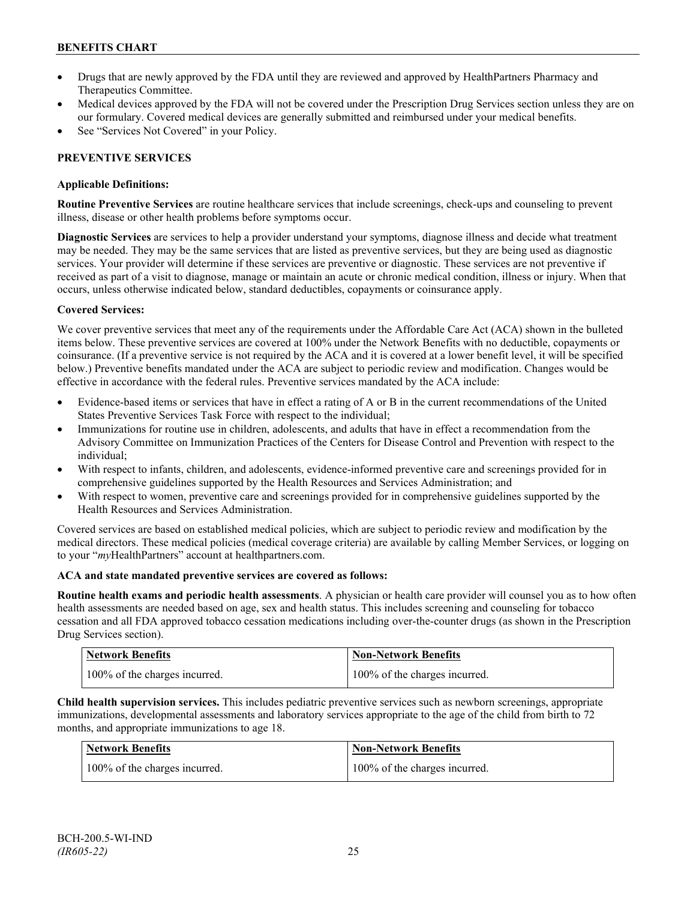- Drugs that are newly approved by the FDA until they are reviewed and approved by HealthPartners Pharmacy and Therapeutics Committee.
- Medical devices approved by the FDA will not be covered under the Prescription Drug Services section unless they are on our formulary. Covered medical devices are generally submitted and reimbursed under your medical benefits.
- See "Services Not Covered" in your Policy.

## PREVENTIVE SERVICES

**Applicable Definitions:**

**Routine Preventive Services** are routine healthcare services that include screenings, check-ups and counseling to prevent illness, disease or other health problems before symptoms occur.

**Diagnostic Services** are services to help a provider understand your symptoms, diagnose illness and decide what treatment may be needed. They may be the same services that are listed as preventive services, but they are being used as diagnostic services. Your provider will determine if these services are preventive or diagnostic. These services are not preventive if received as part of a visit to diagnose, manage or maintain an acute or chronic medical condition, illness or injury. When that occurs, unless otherwise indicated below, standard deductibles, copayments or coinsurance apply.

**Covered Services:**

We cover preventive services that meet any of the requirements under the Affordable Care Act (ACA) shown in the bulleted items below. These preventive services are covered at 100% under the Network Benefits with no deductible, copayments or coinsurance. (If a preventive service is not required by the ACA and it is covered at a lower benefit level, it will be specified below.) Preventive benefits mandated under the ACA are subject to periodic review and modification. Changes would be effective in accordance with the federal rules. Preventive services mandated by the ACA include:

- Evidence-based items or services that have in effect a rating of A or B in the current recommendations of the United States Preventive Services Task Force with respect to the individual;
- Immunizations for routine use in children, adolescents, and adults that have in effect a recommendation from the Advisory Committee on Immunization Practices of the Centers for Disease Control and Prevention with respect to the individual;
- With respect to infants, children, and adolescents, evidence-informed preventive care and screenings provided for in comprehensive guidelines supported by the Health Resources and Services Administration; and
- With respect to women, preventive care and screenings provided for in comprehensive guidelines supported by the Health Resources and Services Administration.

Covered services are based on established medical policies, which are subject to periodic review and modification by the medical directors. These medical policies (medical coverage criteria) are available by calling Member Services, or logging on to your "*my*HealthPartners" account at healthpartners.com.

**ACA and state mandated preventive services are covered as follows:**

**Routine health exams and periodic health assessments**. A physician or health care provider will counsel you as to how often health assessments are needed based on age, sex and health status. This includes screening and counseling for tobacco cessation and all FDA approved tobacco cessation medications including over-the-counter drugs (as shown in the Prescription Drug Services section).

| Network Benefits | Non-Network Benefits |
|---|---|
| 100% of the charges incurred. | 100% of the charges incurred. |

**Child health supervision services.** This includes pediatric preventive services such as newborn screenings, appropriate immunizations, developmental assessments and laboratory services appropriate to the age of the child from birth to 72 months, and appropriate immunizations to age 18.

| Network Benefits | Non-Network Benefits |
|---|---|
| 100% of the charges incurred. | 100% of the charges incurred. |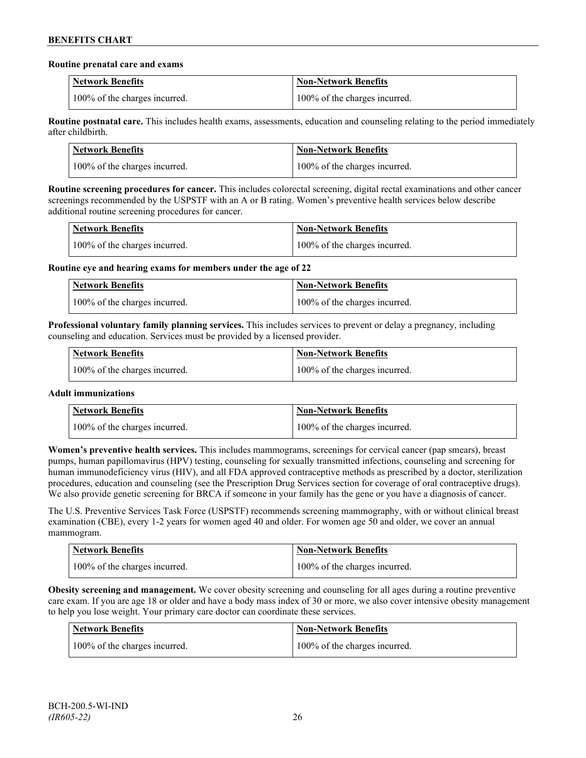**Routine prenatal care and exams**

| Network Benefits | Non-Network Benefits |
| --- | --- |
| 100% of the charges incurred. | 100% of the charges incurred. |

**Routine postnatal care.** This includes health exams, assessments, education and counseling relating to the period immediately after childbirth.

| Network Benefits | Non-Network Benefits |
| --- | --- |
| 100% of the charges incurred. | 100% of the charges incurred. |

**Routine screening procedures for cancer.** This includes colorectal screening, digital rectal examinations and other cancer screenings recommended by the USPSTF with an A or B rating. Women's preventive health services below describe additional routine screening procedures for cancer.

| Network Benefits | Non-Network Benefits |
| --- | --- |
| 100% of the charges incurred. | 100% of the charges incurred. |

**Routine eye and hearing exams for members under the age of 22**

| Network Benefits | Non-Network Benefits |
| --- | --- |
| 100% of the charges incurred. | 100% of the charges incurred. |

**Professional voluntary family planning services.** This includes services to prevent or delay a pregnancy, including counseling and education. Services must be provided by a licensed provider.

| Network Benefits | Non-Network Benefits |
| --- | --- |
| 100% of the charges incurred. | 100% of the charges incurred. |

**Adult immunizations**

| Network Benefits | Non-Network Benefits |
| --- | --- |
| 100% of the charges incurred. | 100% of the charges incurred. |

**Women's preventive health services.** This includes mammograms, screenings for cervical cancer (pap smears), breast pumps, human papillomavirus (HPV) testing, counseling for sexually transmitted infections, counseling and screening for human immunodeficiency virus (HIV), and all FDA approved contraceptive methods as prescribed by a doctor, sterilization procedures, education and counseling (see the Prescription Drug Services section for coverage of oral contraceptive drugs). We also provide genetic screening for BRCA if someone in your family has the gene or you have a diagnosis of cancer.

The U.S. Preventive Services Task Force (USPSTF) recommends screening mammography, with or without clinical breast examination (CBE), every 1-2 years for women aged 40 and older. For women age 50 and older, we cover an annual mammogram.

| Network Benefits | Non-Network Benefits |
| --- | --- |
| 100% of the charges incurred. | 100% of the charges incurred. |

**Obesity screening and management.** We cover obesity screening and counseling for all ages during a routine preventive care exam. If you are age 18 or older and have a body mass index of 30 or more, we also cover intensive obesity management to help you lose weight. Your primary care doctor can coordinate these services.

| Network Benefits | Non-Network Benefits |
| --- | --- |
| 100% of the charges incurred. | 100% of the charges incurred. |

BCH-200.5-WI-IND
*(IR605-22)*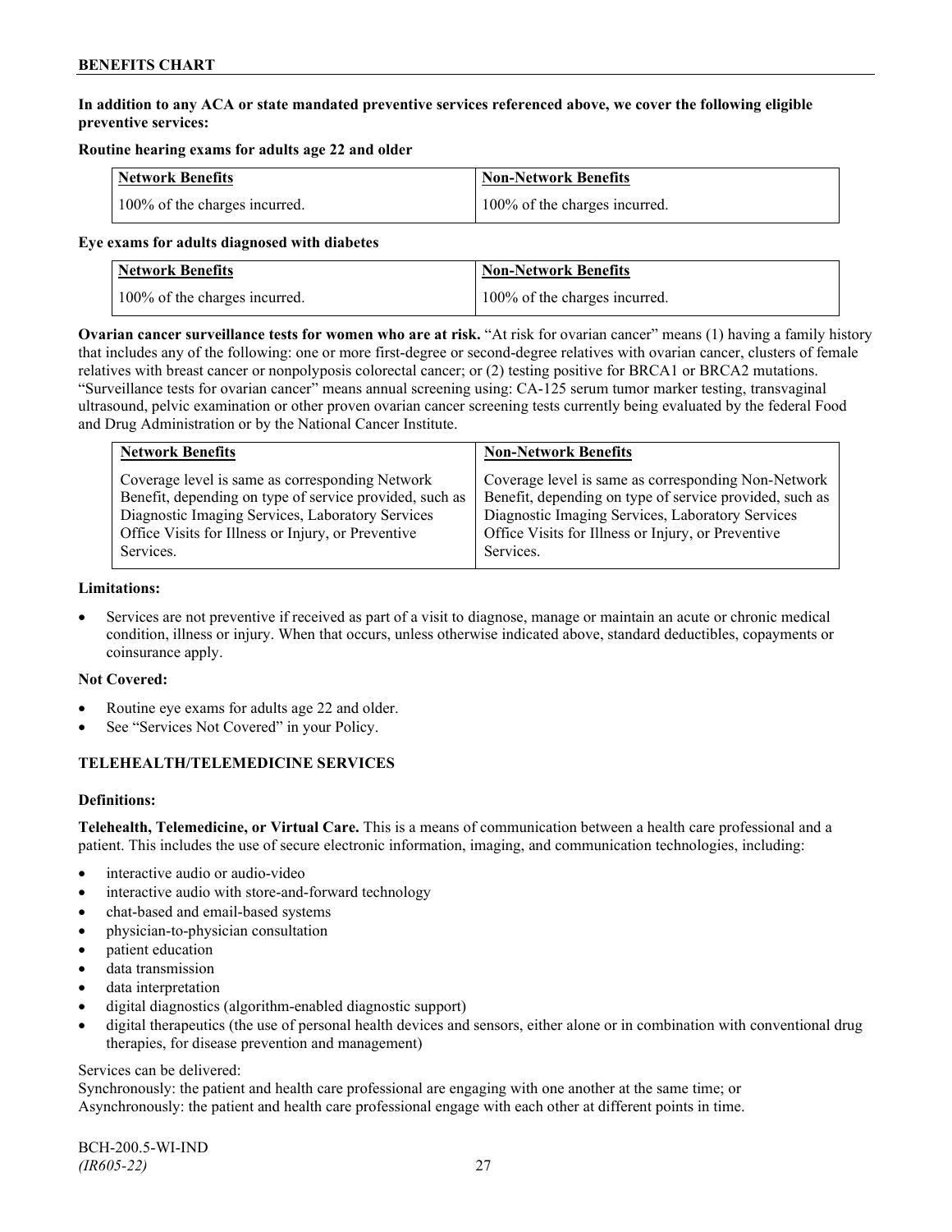**In addition to any ACA or state mandated preventive services referenced above, we cover the following eligible preventive services:**

**Routine hearing exams for adults age 22 and older**

| Network Benefits | Non-Network Benefits |
|---|---|
| 100% of the charges incurred. | 100% of the charges incurred. |

**Eye exams for adults diagnosed with diabetes**

| Network Benefits | Non-Network Benefits |
|---|---|
| 100% of the charges incurred. | 100% of the charges incurred. |

**Ovarian cancer surveillance tests for women who are at risk.** "At risk for ovarian cancer" means (1) having a family history that includes any of the following: one or more first-degree or second-degree relatives with ovarian cancer, clusters of female relatives with breast cancer or nonpolyposis colorectal cancer; or (2) testing positive for BRCA1 or BRCA2 mutations. "Surveillance tests for ovarian cancer" means annual screening using: CA-125 serum tumor marker testing, transvaginal ultrasound, pelvic examination or other proven ovarian cancer screening tests currently being evaluated by the federal Food and Drug Administration or by the National Cancer Institute.

| Network Benefits | Non-Network Benefits |
|---|---|
| Coverage level is same as corresponding Network Benefit, depending on type of service provided, such as Diagnostic Imaging Services, Laboratory Services Office Visits for Illness or Injury, or Preventive Services. | Coverage level is same as corresponding Non-Network Benefit, depending on type of service provided, such as Diagnostic Imaging Services, Laboratory Services Office Visits for Illness or Injury, or Preventive Services. |

**Limitations:**

- Services are not preventive if received as part of a visit to diagnose, manage or maintain an acute or chronic medical condition, illness or injury. When that occurs, unless otherwise indicated above, standard deductibles, copayments or coinsurance apply.

**Not Covered:**

- Routine eye exams for adults age 22 and older.
- See "Services Not Covered" in your Policy.

**TELEHEALTH/TELEMEDICINE SERVICES**

**Definitions:**

**Telehealth, Telemedicine, or Virtual Care.** This is a means of communication between a health care professional and a patient. This includes the use of secure electronic information, imaging, and communication technologies, including:

- interactive audio or audio-video
- interactive audio with store-and-forward technology
- chat-based and email-based systems
- physician-to-physician consultation
- patient education
- data transmission
- data interpretation
- digital diagnostics (algorithm-enabled diagnostic support)
- digital therapeutics (the use of personal health devices and sensors, either alone or in combination with conventional drug therapies, for disease prevention and management)

Services can be delivered:
Synchronously: the patient and health care professional are engaging with one another at the same time; or
Asynchronously: the patient and health care professional engage with each other at different points in time.

BCH-200.5-WI-IND
*(IR605-22)*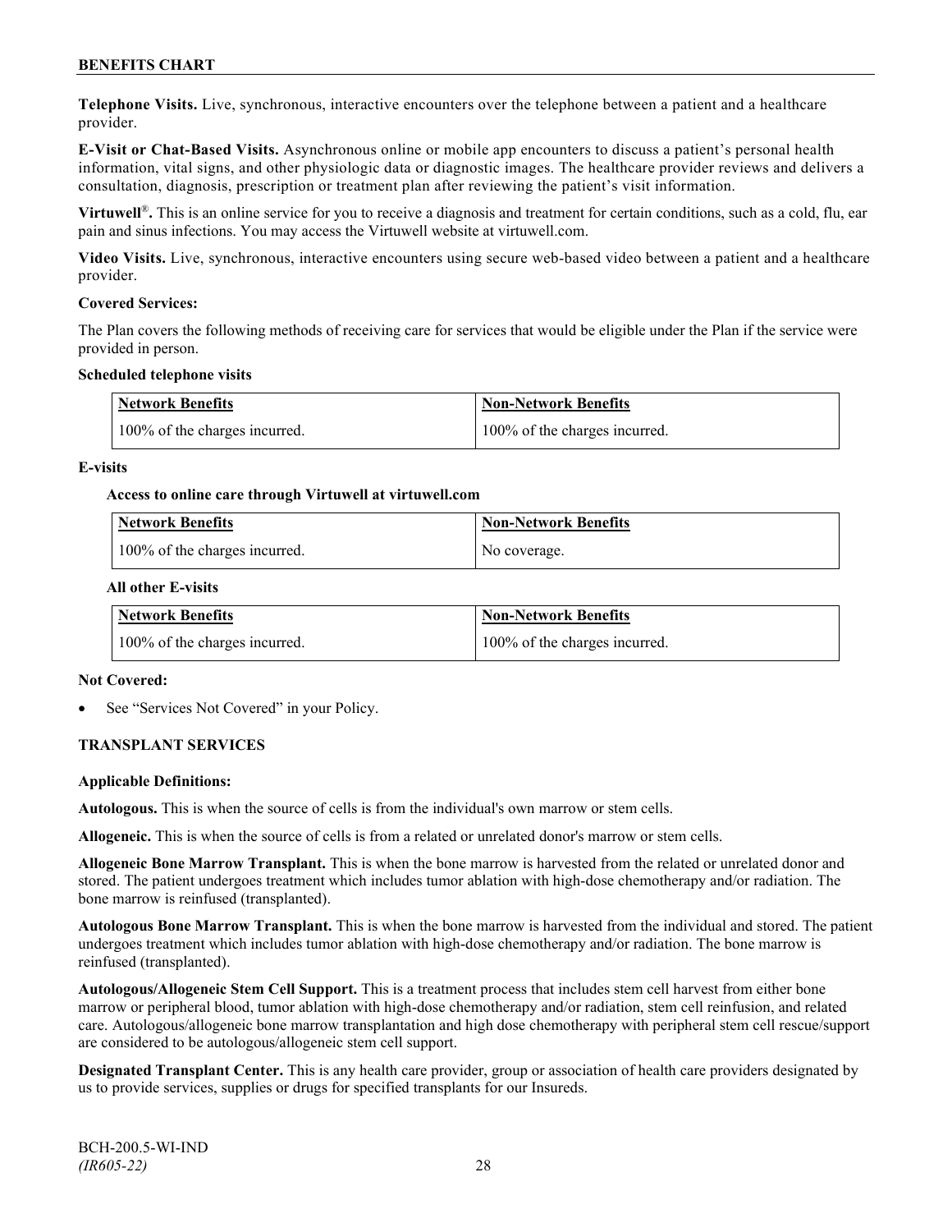**Telephone Visits.** Live, synchronous, interactive encounters over the telephone between a patient and a healthcare provider.

**E-Visit or Chat-Based Visits.** Asynchronous online or mobile app encounters to discuss a patient's personal health information, vital signs, and other physiologic data or diagnostic images. The healthcare provider reviews and delivers a consultation, diagnosis, prescription or treatment plan after reviewing the patient's visit information.

**Virtuwell®.** This is an online service for you to receive a diagnosis and treatment for certain conditions, such as a cold, flu, ear pain and sinus infections. You may access the Virtuwell website at virtuwell.com.

**Video Visits.** Live, synchronous, interactive encounters using secure web-based video between a patient and a healthcare provider.

**Covered Services:**

The Plan covers the following methods of receiving care for services that would be eligible under the Plan if the service were provided in person.

**Scheduled telephone visits**

| Network Benefits | Non-Network Benefits |
|---|---|
| 100% of the charges incurred. | 100% of the charges incurred. |

**E-visits**

**Access to online care through Virtuwell at virtuwell.com**

| Network Benefits | Non-Network Benefits |
|---|---|
| 100% of the charges incurred. | No coverage. |

**All other E-visits**

| Network Benefits | Non-Network Benefits |
|---|---|
| 100% of the charges incurred. | 100% of the charges incurred. |

**Not Covered:**

- See "Services Not Covered" in your Policy.

## TRANSPLANT SERVICES

**Applicable Definitions:**

**Autologous.** This is when the source of cells is from the individual's own marrow or stem cells.

**Allogeneic.** This is when the source of cells is from a related or unrelated donor's marrow or stem cells.

**Allogeneic Bone Marrow Transplant.** This is when the bone marrow is harvested from the related or unrelated donor and stored. The patient undergoes treatment which includes tumor ablation with high-dose chemotherapy and/or radiation. The bone marrow is reinfused (transplanted).

**Autologous Bone Marrow Transplant.** This is when the bone marrow is harvested from the individual and stored. The patient undergoes treatment which includes tumor ablation with high-dose chemotherapy and/or radiation. The bone marrow is reinfused (transplanted).

**Autologous/Allogeneic Stem Cell Support.** This is a treatment process that includes stem cell harvest from either bone marrow or peripheral blood, tumor ablation with high-dose chemotherapy and/or radiation, stem cell reinfusion, and related care. Autologous/allogeneic bone marrow transplantation and high dose chemotherapy with peripheral stem cell rescue/support are considered to be autologous/allogeneic stem cell support.

**Designated Transplant Center.** This is any health care provider, group or association of health care providers designated by us to provide services, supplies or drugs for specified transplants for our Insureds.

BCH-200.5-WI-IND
*(IR605-22)*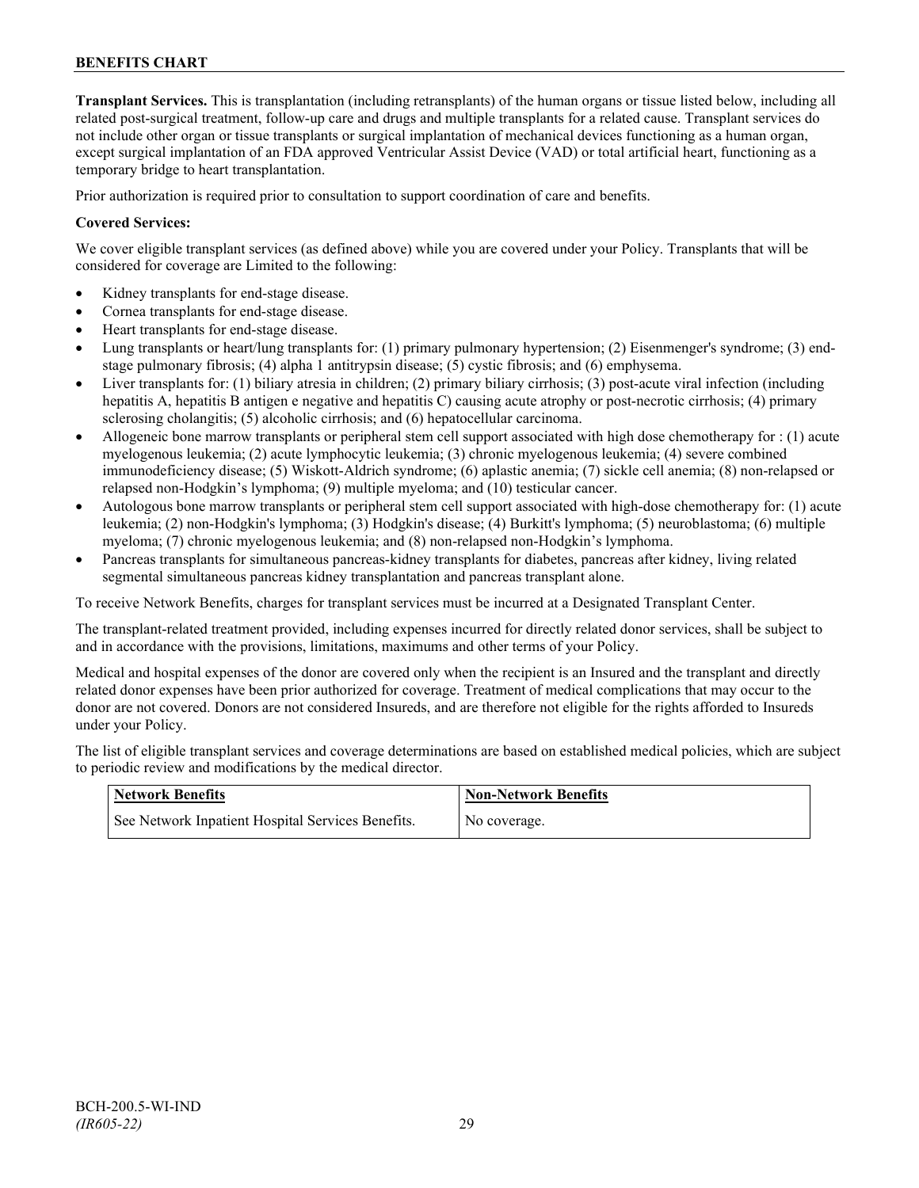**Transplant Services.** This is transplantation (including retransplants) of the human organs or tissue listed below, including all related post-surgical treatment, follow-up care and drugs and multiple transplants for a related cause. Transplant services do not include other organ or tissue transplants or surgical implantation of mechanical devices functioning as a human organ, except surgical implantation of an FDA approved Ventricular Assist Device (VAD) or total artificial heart, functioning as a temporary bridge to heart transplantation.

Prior authorization is required prior to consultation to support coordination of care and benefits.

**Covered Services:**

We cover eligible transplant services (as defined above) while you are covered under your Policy. Transplants that will be considered for coverage are Limited to the following:

- Kidney transplants for end-stage disease.
- Cornea transplants for end-stage disease.
- Heart transplants for end-stage disease.
- Lung transplants or heart/lung transplants for: (1) primary pulmonary hypertension; (2) Eisenmenger's syndrome; (3) end-stage pulmonary fibrosis; (4) alpha 1 antitrypsin disease; (5) cystic fibrosis; and (6) emphysema.
- Liver transplants for: (1) biliary atresia in children; (2) primary biliary cirrhosis; (3) post-acute viral infection (including hepatitis A, hepatitis B antigen e negative and hepatitis C) causing acute atrophy or post-necrotic cirrhosis; (4) primary sclerosing cholangitis; (5) alcoholic cirrhosis; and (6) hepatocellular carcinoma.
- Allogeneic bone marrow transplants or peripheral stem cell support associated with high dose chemotherapy for : (1) acute myelogenous leukemia; (2) acute lymphocytic leukemia; (3) chronic myelogenous leukemia; (4) severe combined immunodeficiency disease; (5) Wiskott-Aldrich syndrome; (6) aplastic anemia; (7) sickle cell anemia; (8) non-relapsed or relapsed non-Hodgkin's lymphoma; (9) multiple myeloma; and (10) testicular cancer.
- Autologous bone marrow transplants or peripheral stem cell support associated with high-dose chemotherapy for: (1) acute leukemia; (2) non-Hodgkin's lymphoma; (3) Hodgkin's disease; (4) Burkitt's lymphoma; (5) neuroblastoma; (6) multiple myeloma; (7) chronic myelogenous leukemia; and (8) non-relapsed non-Hodgkin's lymphoma.
- Pancreas transplants for simultaneous pancreas-kidney transplants for diabetes, pancreas after kidney, living related segmental simultaneous pancreas kidney transplantation and pancreas transplant alone.

To receive Network Benefits, charges for transplant services must be incurred at a Designated Transplant Center.

The transplant-related treatment provided, including expenses incurred for directly related donor services, shall be subject to and in accordance with the provisions, limitations, maximums and other terms of your Policy.

Medical and hospital expenses of the donor are covered only when the recipient is an Insured and the transplant and directly related donor expenses have been prior authorized for coverage. Treatment of medical complications that may occur to the donor are not covered. Donors are not considered Insureds, and are therefore not eligible for the rights afforded to Insureds under your Policy.

The list of eligible transplant services and coverage determinations are based on established medical policies, which are subject to periodic review and modifications by the medical director.

| Network Benefits | Non-Network Benefits |
|---|---|
| See Network Inpatient Hospital Services Benefits. | No coverage. |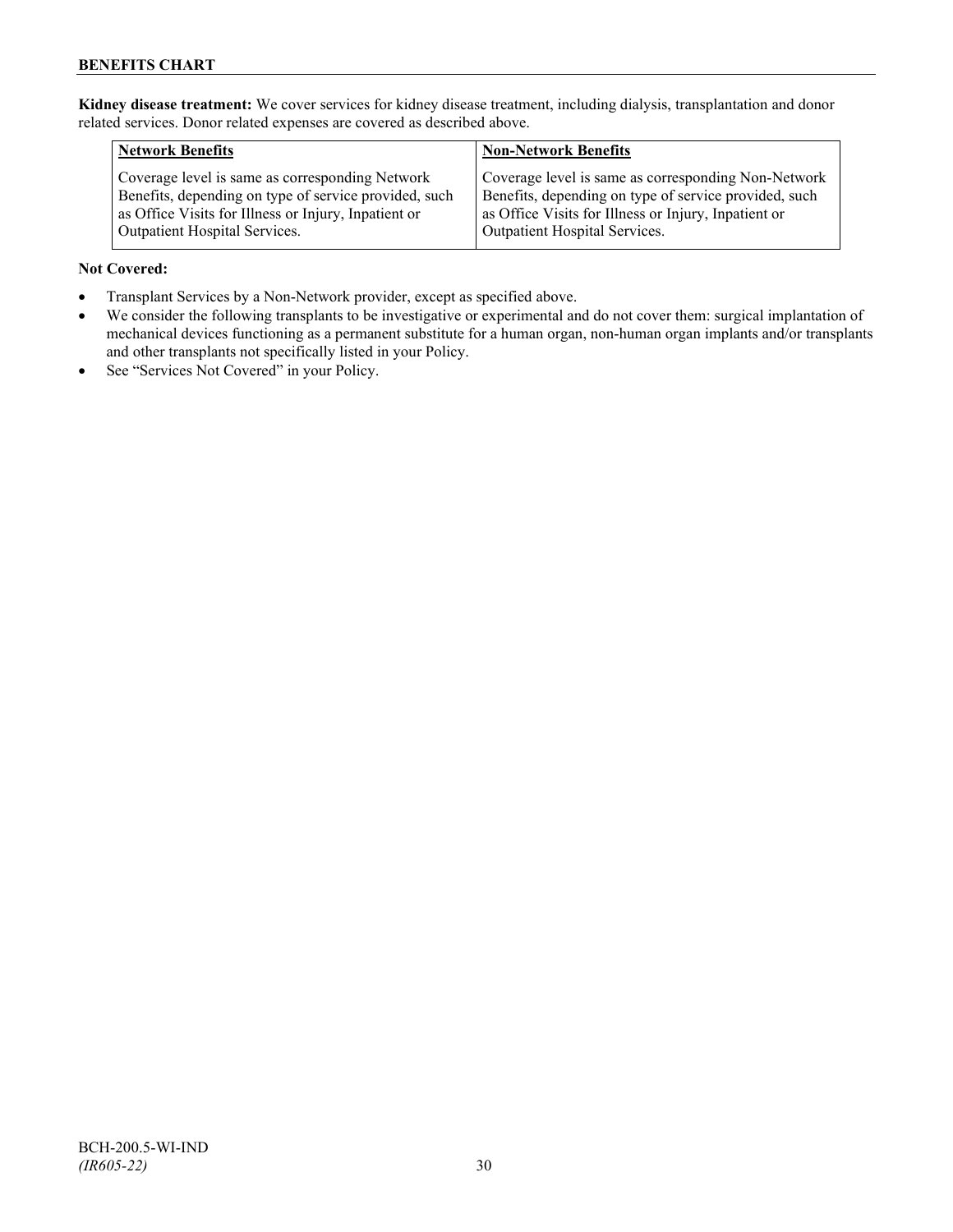**Kidney disease treatment:** We cover services for kidney disease treatment, including dialysis, transplantation and donor related services. Donor related expenses are covered as described above.

| Network Benefits | Non-Network Benefits |
|---|---|
| Coverage level is same as corresponding Network Benefits, depending on type of service provided, such as Office Visits for Illness or Injury, Inpatient or Outpatient Hospital Services. | Coverage level is same as corresponding Non-Network Benefits, depending on type of service provided, such as Office Visits for Illness or Injury, Inpatient or Outpatient Hospital Services. |

**Not Covered:**

- Transplant Services by a Non-Network provider, except as specified above.
- We consider the following transplants to be investigative or experimental and do not cover them: surgical implantation of mechanical devices functioning as a permanent substitute for a human organ, non-human organ implants and/or transplants and other transplants not specifically listed in your Policy.
- See "Services Not Covered" in your Policy.

BCH-200.5-WI-IND
*(IR605-22)*